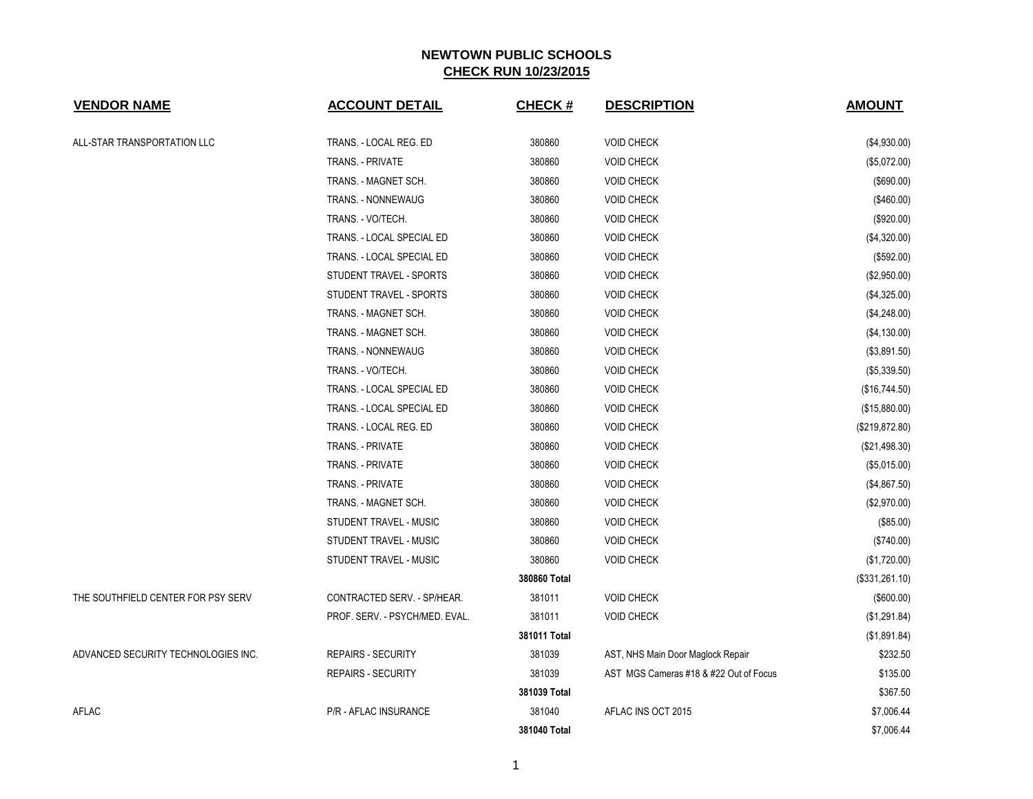# NEWTOWN PUBLIC SCHOOLS

## CHECK RUN 10/23/2015

| VENDOR NAME | ACCOUNT DETAIL | CHECK # | DESCRIPTION | AMOUNT |
|---|---|---|---|---|
| ALL-STAR TRANSPORTATION LLC | TRANS. - LOCAL REG. ED | 380860 | VOID CHECK | ($4,930.00) |
| | TRANS. - PRIVATE | 380860 | VOID CHECK | ($5,072.00) |
| | TRANS. - MAGNET SCH. | 380860 | VOID CHECK | ($690.00) |
| | TRANS. - NONNEWAUG | 380860 | VOID CHECK | ($460.00) |
| | TRANS. - VO/TECH. | 380860 | VOID CHECK | ($920.00) |
| | TRANS. - LOCAL SPECIAL ED | 380860 | VOID CHECK | ($4,320.00) |
| | TRANS. - LOCAL SPECIAL ED | 380860 | VOID CHECK | ($592.00) |
| | STUDENT TRAVEL - SPORTS | 380860 | VOID CHECK | ($2,950.00) |
| | STUDENT TRAVEL - SPORTS | 380860 | VOID CHECK | ($4,325.00) |
| | TRANS. - MAGNET SCH. | 380860 | VOID CHECK | ($4,248.00) |
| | TRANS. - MAGNET SCH. | 380860 | VOID CHECK | ($4,130.00) |
| | TRANS. - NONNEWAUG | 380860 | VOID CHECK | ($3,891.50) |
| | TRANS. - VO/TECH. | 380860 | VOID CHECK | ($5,339.50) |
| | TRANS. - LOCAL SPECIAL ED | 380860 | VOID CHECK | ($16,744.50) |
| | TRANS. - LOCAL SPECIAL ED | 380860 | VOID CHECK | ($15,880.00) |
| | TRANS. - LOCAL REG. ED | 380860 | VOID CHECK | ($219,872.80) |
| | TRANS. - PRIVATE | 380860 | VOID CHECK | ($21,498.30) |
| | TRANS. - PRIVATE | 380860 | VOID CHECK | ($5,015.00) |
| | TRANS. - PRIVATE | 380860 | VOID CHECK | ($4,867.50) |
| | TRANS. - MAGNET SCH. | 380860 | VOID CHECK | ($2,970.00) |
| | STUDENT TRAVEL - MUSIC | 380860 | VOID CHECK | ($85.00) |
| | STUDENT TRAVEL - MUSIC | 380860 | VOID CHECK | ($740.00) |
| | STUDENT TRAVEL - MUSIC | 380860 | VOID CHECK | ($1,720.00) |
| | | **380860 Total** | | ($331,261.10) |
| THE SOUTHFIELD CENTER FOR PSY SERV | CONTRACTED SERV. - SP/HEAR. | 381011 | VOID CHECK | ($600.00) |
| | PROF. SERV. - PSYCH/MED. EVAL. | 381011 | VOID CHECK | ($1,291.84) |
| | | **381011 Total** | | ($1,891.84) |
| ADVANCED SECURITY TECHNOLOGIES INC. | REPAIRS - SECURITY | 381039 | AST, NHS Main Door Maglock Repair | $232.50 |
| | REPAIRS - SECURITY | 381039 | AST MGS Cameras #18 & #22 Out of Focus | $135.00 |
| | | **381039 Total** | | $367.50 |
| AFLAC | P/R - AFLAC INSURANCE | 381040 | AFLAC INS OCT 2015 | $7,006.44 |
| | | **381040 Total** | | $7,006.44 |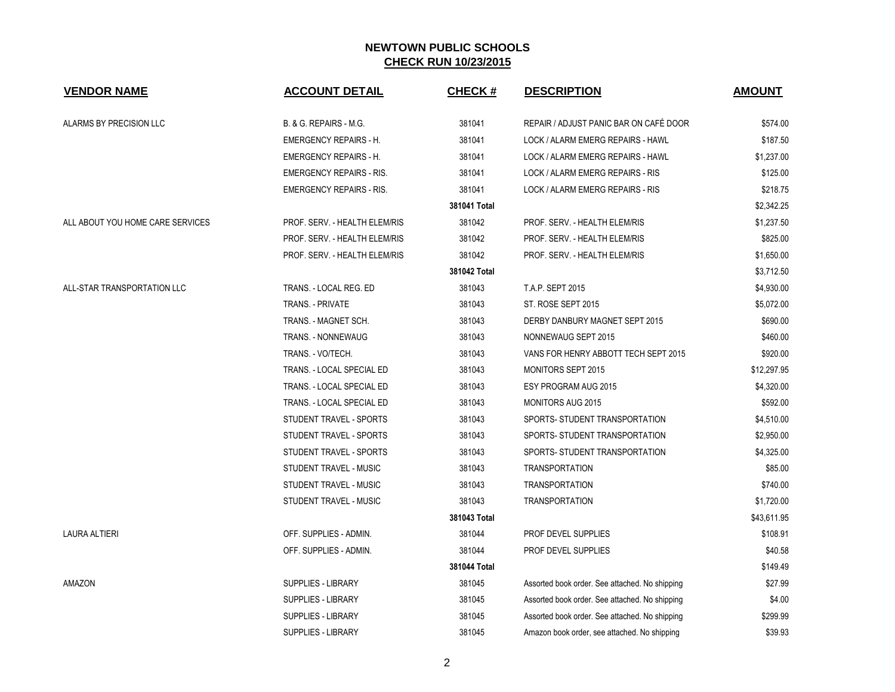## NEWTOWN PUBLIC SCHOOLS

## CHECK RUN 10/23/2015

| VENDOR NAME | ACCOUNT DETAIL | CHECK # | DESCRIPTION | AMOUNT |
|---|---|---|---|---|
| ALARMS BY PRECISION LLC | B. & G. REPAIRS - M.G. | 381041 | REPAIR / ADJUST PANIC BAR ON CAFÉ DOOR | $574.00 |
| | EMERGENCY REPAIRS - H. | 381041 | LOCK / ALARM EMERG REPAIRS - HAWL | $187.50 |
| | EMERGENCY REPAIRS - H. | 381041 | LOCK / ALARM EMERG REPAIRS - HAWL | $1,237.00 |
| | EMERGENCY REPAIRS - RIS. | 381041 | LOCK / ALARM EMERG REPAIRS - RIS | $125.00 |
| | EMERGENCY REPAIRS - RIS. | 381041 | LOCK / ALARM EMERG REPAIRS - RIS | $218.75 |
| | | **381041 Total** | | $2,342.25 |
| ALL ABOUT YOU HOME CARE SERVICES | PROF. SERV. - HEALTH ELEM/RIS | 381042 | PROF. SERV. - HEALTH ELEM/RIS | $1,237.50 |
| | PROF. SERV. - HEALTH ELEM/RIS | 381042 | PROF. SERV. - HEALTH ELEM/RIS | $825.00 |
| | PROF. SERV. - HEALTH ELEM/RIS | 381042 | PROF. SERV. - HEALTH ELEM/RIS | $1,650.00 |
| | | **381042 Total** | | $3,712.50 |
| ALL-STAR TRANSPORTATION LLC | TRANS. - LOCAL REG. ED | 381043 | T.A.P. SEPT 2015 | $4,930.00 |
| | TRANS. - PRIVATE | 381043 | ST. ROSE SEPT 2015 | $5,072.00 |
| | TRANS. - MAGNET SCH. | 381043 | DERBY DANBURY MAGNET SEPT 2015 | $690.00 |
| | TRANS. - NONNEWAUG | 381043 | NONNEWAUG SEPT 2015 | $460.00 |
| | TRANS. - VO/TECH. | 381043 | VANS FOR HENRY ABBOTT TECH SEPT 2015 | $920.00 |
| | TRANS. - LOCAL SPECIAL ED | 381043 | MONITORS SEPT 2015 | $12,297.95 |
| | TRANS. - LOCAL SPECIAL ED | 381043 | ESY PROGRAM AUG 2015 | $4,320.00 |
| | TRANS. - LOCAL SPECIAL ED | 381043 | MONITORS AUG 2015 | $592.00 |
| | STUDENT TRAVEL - SPORTS | 381043 | SPORTS- STUDENT TRANSPORTATION | $4,510.00 |
| | STUDENT TRAVEL - SPORTS | 381043 | SPORTS- STUDENT TRANSPORTATION | $2,950.00 |
| | STUDENT TRAVEL - SPORTS | 381043 | SPORTS- STUDENT TRANSPORTATION | $4,325.00 |
| | STUDENT TRAVEL - MUSIC | 381043 | TRANSPORTATION | $85.00 |
| | STUDENT TRAVEL - MUSIC | 381043 | TRANSPORTATION | $740.00 |
| | STUDENT TRAVEL - MUSIC | 381043 | TRANSPORTATION | $1,720.00 |
| | | **381043 Total** | | $43,611.95 |
| LAURA ALTIERI | OFF. SUPPLIES - ADMIN. | 381044 | PROF DEVEL SUPPLIES | $108.91 |
| | OFF. SUPPLIES - ADMIN. | 381044 | PROF DEVEL SUPPLIES | $40.58 |
| | | **381044 Total** | | $149.49 |
| AMAZON | SUPPLIES - LIBRARY | 381045 | Assorted book order. See attached. No shipping | $27.99 |
| | SUPPLIES - LIBRARY | 381045 | Assorted book order. See attached. No shipping | $4.00 |
| | SUPPLIES - LIBRARY | 381045 | Assorted book order. See attached. No shipping | $299.99 |
| | SUPPLIES - LIBRARY | 381045 | Amazon book order, see attached. No shipping | $39.93 |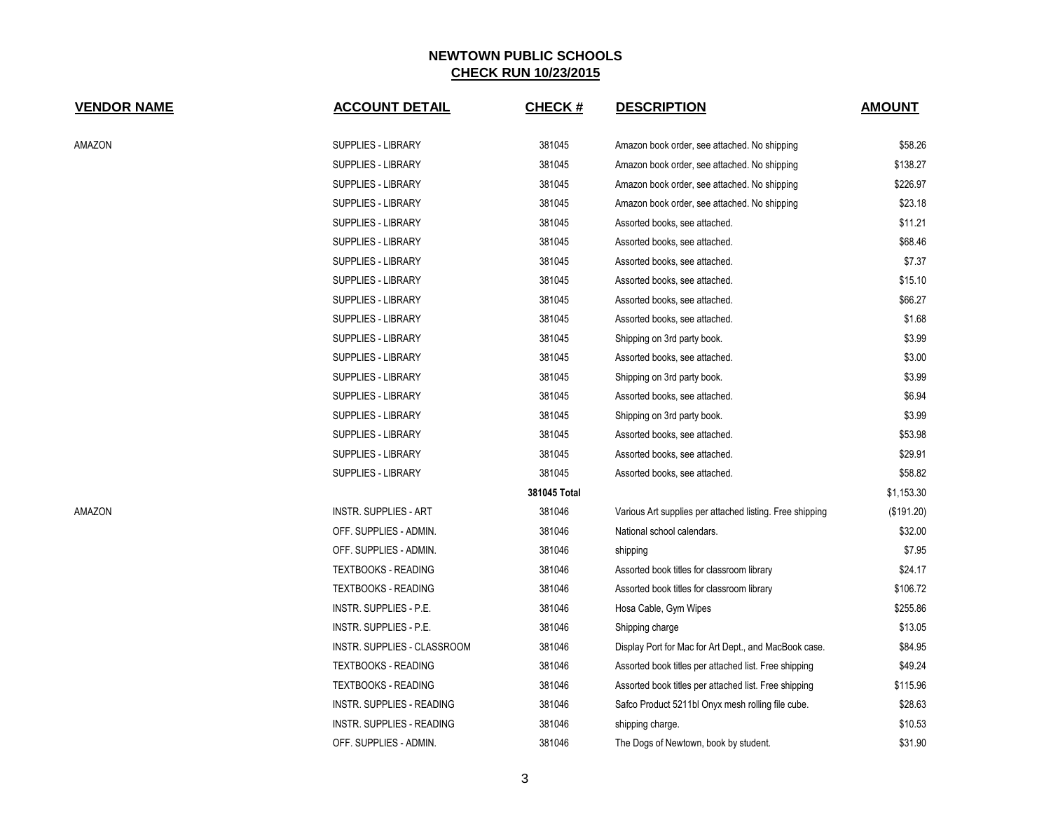## NEWTOWN PUBLIC SCHOOLS
## CHECK RUN 10/23/2015

| VENDOR NAME | ACCOUNT DETAIL | CHECK # | DESCRIPTION | AMOUNT |
|---|---|---|---|---|
| AMAZON | SUPPLIES - LIBRARY | 381045 | Amazon book order, see attached. No shipping | $58.26 |
| | SUPPLIES - LIBRARY | 381045 | Amazon book order, see attached. No shipping | $138.27 |
| | SUPPLIES - LIBRARY | 381045 | Amazon book order, see attached. No shipping | $226.97 |
| | SUPPLIES - LIBRARY | 381045 | Amazon book order, see attached. No shipping | $23.18 |
| | SUPPLIES - LIBRARY | 381045 | Assorted books, see attached. | $11.21 |
| | SUPPLIES - LIBRARY | 381045 | Assorted books, see attached. | $68.46 |
| | SUPPLIES - LIBRARY | 381045 | Assorted books, see attached. | $7.37 |
| | SUPPLIES - LIBRARY | 381045 | Assorted books, see attached. | $15.10 |
| | SUPPLIES - LIBRARY | 381045 | Assorted books, see attached. | $66.27 |
| | SUPPLIES - LIBRARY | 381045 | Assorted books, see attached. | $1.68 |
| | SUPPLIES - LIBRARY | 381045 | Shipping on 3rd party book. | $3.99 |
| | SUPPLIES - LIBRARY | 381045 | Assorted books, see attached. | $3.00 |
| | SUPPLIES - LIBRARY | 381045 | Shipping on 3rd party book. | $3.99 |
| | SUPPLIES - LIBRARY | 381045 | Assorted books, see attached. | $6.94 |
| | SUPPLIES - LIBRARY | 381045 | Shipping on 3rd party book. | $3.99 |
| | SUPPLIES - LIBRARY | 381045 | Assorted books, see attached. | $53.98 |
| | SUPPLIES - LIBRARY | 381045 | Assorted books, see attached. | $29.91 |
| | SUPPLIES - LIBRARY | 381045 | Assorted books, see attached. | $58.82 |
| | | **381045 Total** | | $1,153.30 |
| AMAZON | INSTR. SUPPLIES - ART | 381046 | Various Art supplies per attached listing. Free shipping | ($191.20) |
| | OFF. SUPPLIES - ADMIN. | 381046 | National school calendars. | $32.00 |
| | OFF. SUPPLIES - ADMIN. | 381046 | shipping | $7.95 |
| | TEXTBOOKS - READING | 381046 | Assorted book titles for classroom library | $24.17 |
| | TEXTBOOKS - READING | 381046 | Assorted book titles for classroom library | $106.72 |
| | INSTR. SUPPLIES - P.E. | 381046 | Hosa Cable, Gym Wipes | $255.86 |
| | INSTR. SUPPLIES - P.E. | 381046 | Shipping charge | $13.05 |
| | INSTR. SUPPLIES - CLASSROOM | 381046 | Display Port for Mac for Art Dept., and MacBook case. | $84.95 |
| | TEXTBOOKS - READING | 381046 | Assorted book titles per attached list. Free shipping | $49.24 |
| | TEXTBOOKS - READING | 381046 | Assorted book titles per attached list. Free shipping | $115.96 |
| | INSTR. SUPPLIES - READING | 381046 | Safco Product 5211bl Onyx mesh rolling file cube. | $28.63 |
| | INSTR. SUPPLIES - READING | 381046 | shipping charge. | $10.53 |
| | OFF. SUPPLIES - ADMIN. | 381046 | The Dogs of Newtown, book by student. | $31.90 |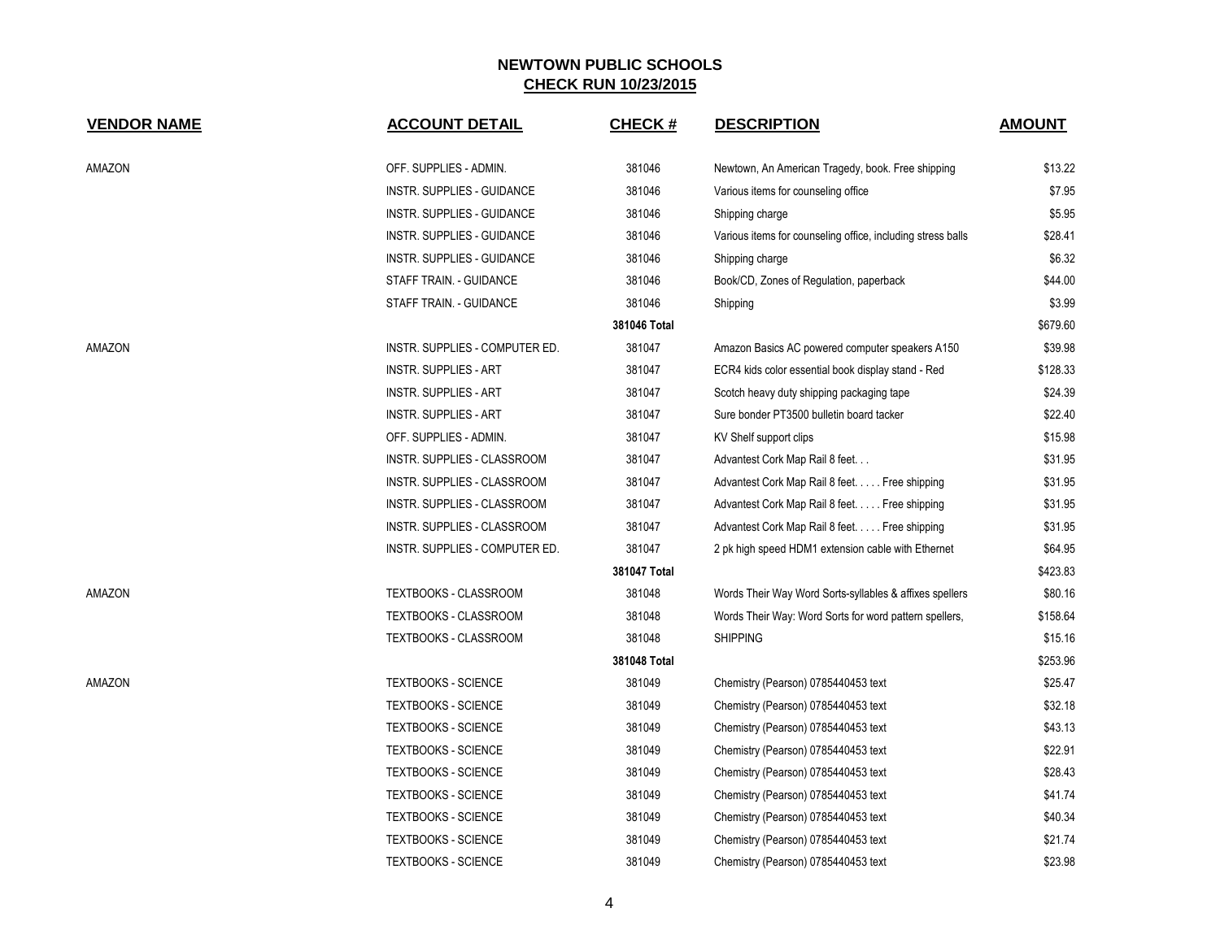**NEWTOWN PUBLIC SCHOOLS**
**CHECK RUN 10/23/2015**

| VENDOR NAME | ACCOUNT DETAIL | CHECK # | DESCRIPTION | AMOUNT |
|---|---|---|---|---|
| AMAZON | OFF. SUPPLIES - ADMIN. | 381046 | Newtown, An American Tragedy, book. Free shipping | $13.22 |
| | INSTR. SUPPLIES - GUIDANCE | 381046 | Various items for counseling office | $7.95 |
| | INSTR. SUPPLIES - GUIDANCE | 381046 | Shipping charge | $5.95 |
| | INSTR. SUPPLIES - GUIDANCE | 381046 | Various items for counseling office, including stress balls | $28.41 |
| | INSTR. SUPPLIES - GUIDANCE | 381046 | Shipping charge | $6.32 |
| | STAFF TRAIN. - GUIDANCE | 381046 | Book/CD, Zones of Regulation, paperback | $44.00 |
| | STAFF TRAIN. - GUIDANCE | 381046 | Shipping | $3.99 |
| | | **381046 Total** | | $679.60 |
| AMAZON | INSTR. SUPPLIES - COMPUTER ED. | 381047 | Amazon Basics AC powered computer speakers A150 | $39.98 |
| | INSTR. SUPPLIES - ART | 381047 | ECR4 kids color essential book display stand - Red | $128.33 |
| | INSTR. SUPPLIES - ART | 381047 | Scotch heavy duty shipping packaging tape | $24.39 |
| | INSTR. SUPPLIES - ART | 381047 | Sure bonder PT3500 bulletin board tacker | $22.40 |
| | OFF. SUPPLIES - ADMIN. | 381047 | KV Shelf support clips | $15.98 |
| | INSTR. SUPPLIES - CLASSROOM | 381047 | Advantest Cork Map Rail 8 feet. . . | $31.95 |
| | INSTR. SUPPLIES - CLASSROOM | 381047 | Advantest Cork Map Rail 8 feet. . . . . Free shipping | $31.95 |
| | INSTR. SUPPLIES - CLASSROOM | 381047 | Advantest Cork Map Rail 8 feet. . . . . Free shipping | $31.95 |
| | INSTR. SUPPLIES - CLASSROOM | 381047 | Advantest Cork Map Rail 8 feet. . . . . Free shipping | $31.95 |
| | INSTR. SUPPLIES - COMPUTER ED. | 381047 | 2 pk high speed HDM1 extension cable with Ethernet | $64.95 |
| | | **381047 Total** | | $423.83 |
| AMAZON | TEXTBOOKS - CLASSROOM | 381048 | Words Their Way Word Sorts-syllables & affixes spellers | $80.16 |
| | TEXTBOOKS - CLASSROOM | 381048 | Words Their Way: Word Sorts for word pattern spellers, | $158.64 |
| | TEXTBOOKS - CLASSROOM | 381048 | SHIPPING | $15.16 |
| | | **381048 Total** | | $253.96 |
| AMAZON | TEXTBOOKS - SCIENCE | 381049 | Chemistry (Pearson) 0785440453 text | $25.47 |
| | TEXTBOOKS - SCIENCE | 381049 | Chemistry (Pearson) 0785440453 text | $32.18 |
| | TEXTBOOKS - SCIENCE | 381049 | Chemistry (Pearson) 0785440453 text | $43.13 |
| | TEXTBOOKS - SCIENCE | 381049 | Chemistry (Pearson) 0785440453 text | $22.91 |
| | TEXTBOOKS - SCIENCE | 381049 | Chemistry (Pearson) 0785440453 text | $28.43 |
| | TEXTBOOKS - SCIENCE | 381049 | Chemistry (Pearson) 0785440453 text | $41.74 |
| | TEXTBOOKS - SCIENCE | 381049 | Chemistry (Pearson) 0785440453 text | $40.34 |
| | TEXTBOOKS - SCIENCE | 381049 | Chemistry (Pearson) 0785440453 text | $21.74 |
| | TEXTBOOKS - SCIENCE | 381049 | Chemistry (Pearson) 0785440453 text | $23.98 |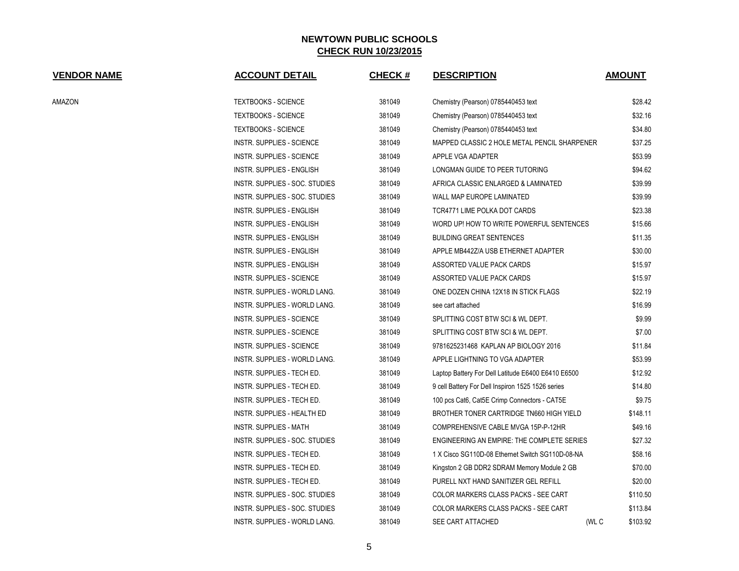# NEWTOWN PUBLIC SCHOOLS

## CHECK RUN 10/23/2015

| VENDOR NAME | ACCOUNT DETAIL | CHECK # | DESCRIPTION | AMOUNT |
|---|---|---|---|---|
| AMAZON | TEXTBOOKS - SCIENCE | 381049 | Chemistry (Pearson) 0785440453 text | $28.42 |
| | TEXTBOOKS - SCIENCE | 381049 | Chemistry (Pearson) 0785440453 text | $32.16 |
| | TEXTBOOKS - SCIENCE | 381049 | Chemistry (Pearson) 0785440453 text | $34.80 |
| | INSTR. SUPPLIES - SCIENCE | 381049 | MAPPED CLASSIC 2 HOLE METAL PENCIL SHARPENER | $37.25 |
| | INSTR. SUPPLIES - SCIENCE | 381049 | APPLE VGA ADAPTER | $53.99 |
| | INSTR. SUPPLIES - ENGLISH | 381049 | LONGMAN GUIDE TO PEER TUTORING | $94.62 |
| | INSTR. SUPPLIES - SOC. STUDIES | 381049 | AFRICA CLASSIC ENLARGED & LAMINATED | $39.99 |
| | INSTR. SUPPLIES - SOC. STUDIES | 381049 | WALL MAP EUROPE LAMINATED | $39.99 |
| | INSTR. SUPPLIES - ENGLISH | 381049 | TCR4771 LIME POLKA DOT CARDS | $23.38 |
| | INSTR. SUPPLIES - ENGLISH | 381049 | WORD UP! HOW TO WRITE POWERFUL SENTENCES | $15.66 |
| | INSTR. SUPPLIES - ENGLISH | 381049 | BUILDING GREAT SENTENCES | $11.35 |
| | INSTR. SUPPLIES - ENGLISH | 381049 | APPLE MB442Z/A USB ETHERNET ADAPTER | $30.00 |
| | INSTR. SUPPLIES - ENGLISH | 381049 | ASSORTED VALUE PACK CARDS | $15.97 |
| | INSTR. SUPPLIES - SCIENCE | 381049 | ASSORTED VALUE PACK CARDS | $15.97 |
| | INSTR. SUPPLIES - WORLD LANG. | 381049 | ONE DOZEN CHINA 12X18 IN STICK FLAGS | $22.19 |
| | INSTR. SUPPLIES - WORLD LANG. | 381049 | see cart attached | $16.99 |
| | INSTR. SUPPLIES - SCIENCE | 381049 | SPLITTING COST BTW SCI & WL DEPT. | $9.99 |
| | INSTR. SUPPLIES - SCIENCE | 381049 | SPLITTING COST BTW SCI & WL DEPT. | $7.00 |
| | INSTR. SUPPLIES - SCIENCE | 381049 | 9781625231468 KAPLAN AP BIOLOGY 2016 | $11.84 |
| | INSTR. SUPPLIES - WORLD LANG. | 381049 | APPLE LIGHTNING TO VGA ADAPTER | $53.99 |
| | INSTR. SUPPLIES - TECH ED. | 381049 | Laptop Battery For Dell Latitude E6400 E6410 E6500 | $12.92 |
| | INSTR. SUPPLIES - TECH ED. | 381049 | 9 cell Battery For Dell Inspiron 1525 1526 series | $14.80 |
| | INSTR. SUPPLIES - TECH ED. | 381049 | 100 pcs Cat6, Cat5E Crimp Connectors - CAT5E | $9.75 |
| | INSTR. SUPPLIES - HEALTH ED | 381049 | BROTHER TONER CARTRIDGE TN660 HIGH YIELD | $148.11 |
| | INSTR. SUPPLIES - MATH | 381049 | COMPREHENSIVE CABLE MVGA 15P-P-12HR | $49.16 |
| | INSTR. SUPPLIES - SOC. STUDIES | 381049 | ENGINEERING AN EMPIRE: THE COMPLETE SERIES | $27.32 |
| | INSTR. SUPPLIES - TECH ED. | 381049 | 1 X Cisco SG110D-08 Ethernet Switch SG110D-08-NA | $58.16 |
| | INSTR. SUPPLIES - TECH ED. | 381049 | Kingston 2 GB DDR2 SDRAM Memory Module 2 GB | $70.00 |
| | INSTR. SUPPLIES - TECH ED. | 381049 | PURELL NXT HAND SANITIZER GEL REFILL | $20.00 |
| | INSTR. SUPPLIES - SOC. STUDIES | 381049 | COLOR MARKERS CLASS PACKS - SEE CART | $110.50 |
| | INSTR. SUPPLIES - SOC. STUDIES | 381049 | COLOR MARKERS CLASS PACKS - SEE CART | $113.84 |
| | INSTR. SUPPLIES - WORLD LANG. | 381049 | SEE CART ATTACHED (WL C | $103.92 |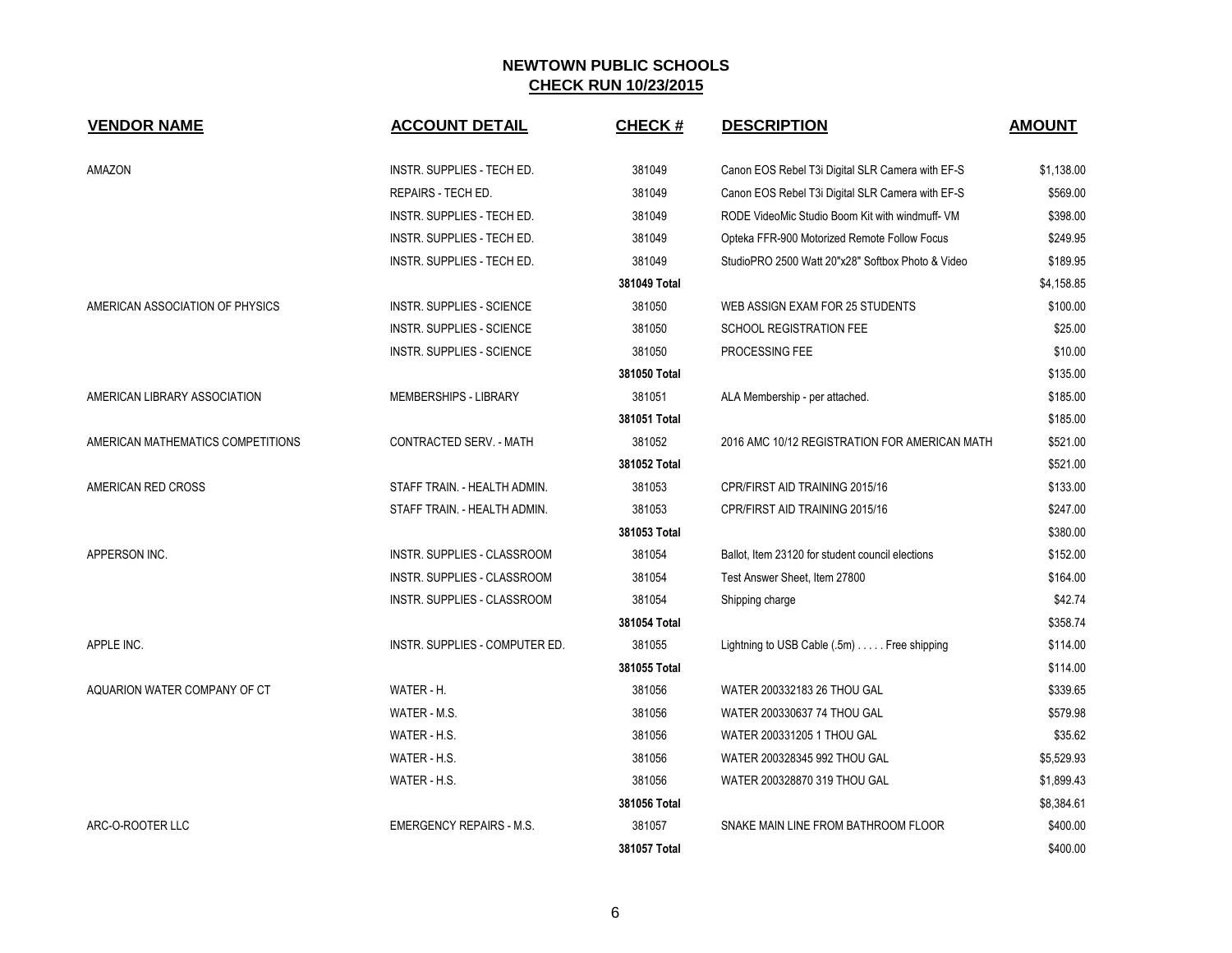## NEWTOWN PUBLIC SCHOOLS

**CHECK RUN 10/23/2015**

| VENDOR NAME | ACCOUNT DETAIL | CHECK # | DESCRIPTION | AMOUNT |
|---|---|---|---|---|
| AMAZON | INSTR. SUPPLIES - TECH ED. | 381049 | Canon EOS Rebel T3i Digital SLR Camera with EF-S | $1,138.00 |
| | REPAIRS - TECH ED. | 381049 | Canon EOS Rebel T3i Digital SLR Camera with EF-S | $569.00 |
| | INSTR. SUPPLIES - TECH ED. | 381049 | RODE VideoMic Studio Boom Kit with windmuff- VM | $398.00 |
| | INSTR. SUPPLIES - TECH ED. | 381049 | Opteka FFR-900 Motorized Remote Follow Focus | $249.95 |
| | INSTR. SUPPLIES - TECH ED. | 381049 | StudioPRO 2500 Watt 20"x28" Softbox Photo & Video | $189.95 |
| | | **381049 Total** | | $4,158.85 |
| AMERICAN ASSOCIATION OF PHYSICS | INSTR. SUPPLIES - SCIENCE | 381050 | WEB ASSIGN EXAM FOR 25 STUDENTS | $100.00 |
| | INSTR. SUPPLIES - SCIENCE | 381050 | SCHOOL REGISTRATION FEE | $25.00 |
| | INSTR. SUPPLIES - SCIENCE | 381050 | PROCESSING FEE | $10.00 |
| | | **381050 Total** | | $135.00 |
| AMERICAN LIBRARY ASSOCIATION | MEMBERSHIPS - LIBRARY | 381051 | ALA Membership - per attached. | $185.00 |
| | | **381051 Total** | | $185.00 |
| AMERICAN MATHEMATICS COMPETITIONS | CONTRACTED SERV. - MATH | 381052 | 2016 AMC 10/12 REGISTRATION FOR AMERICAN MATH | $521.00 |
| | | **381052 Total** | | $521.00 |
| AMERICAN RED CROSS | STAFF TRAIN. - HEALTH ADMIN. | 381053 | CPR/FIRST AID TRAINING 2015/16 | $133.00 |
| | STAFF TRAIN. - HEALTH ADMIN. | 381053 | CPR/FIRST AID TRAINING 2015/16 | $247.00 |
| | | **381053 Total** | | $380.00 |
| APPERSON INC. | INSTR. SUPPLIES - CLASSROOM | 381054 | Ballot, Item 23120 for student council elections | $152.00 |
| | INSTR. SUPPLIES - CLASSROOM | 381054 | Test Answer Sheet, Item 27800 | $164.00 |
| | INSTR. SUPPLIES - CLASSROOM | 381054 | Shipping charge | $42.74 |
| | | **381054 Total** | | $358.74 |
| APPLE INC. | INSTR. SUPPLIES - COMPUTER ED. | 381055 | Lightning to USB Cable (.5m) . . . . . Free shipping | $114.00 |
| | | **381055 Total** | | $114.00 |
| AQUARION WATER COMPANY OF CT | WATER - H. | 381056 | WATER 200332183 26 THOU GAL | $339.65 |
| | WATER - M.S. | 381056 | WATER 200330637 74 THOU GAL | $579.98 |
| | WATER - H.S. | 381056 | WATER 200331205 1 THOU GAL | $35.62 |
| | WATER - H.S. | 381056 | WATER 200328345 992 THOU GAL | $5,529.93 |
| | WATER - H.S. | 381056 | WATER 200328870 319 THOU GAL | $1,899.43 |
| | | **381056 Total** | | $8,384.61 |
| ARC-O-ROOTER LLC | EMERGENCY REPAIRS - M.S. | 381057 | SNAKE MAIN LINE FROM BATHROOM FLOOR | $400.00 |
| | | **381057 Total** | | $400.00 |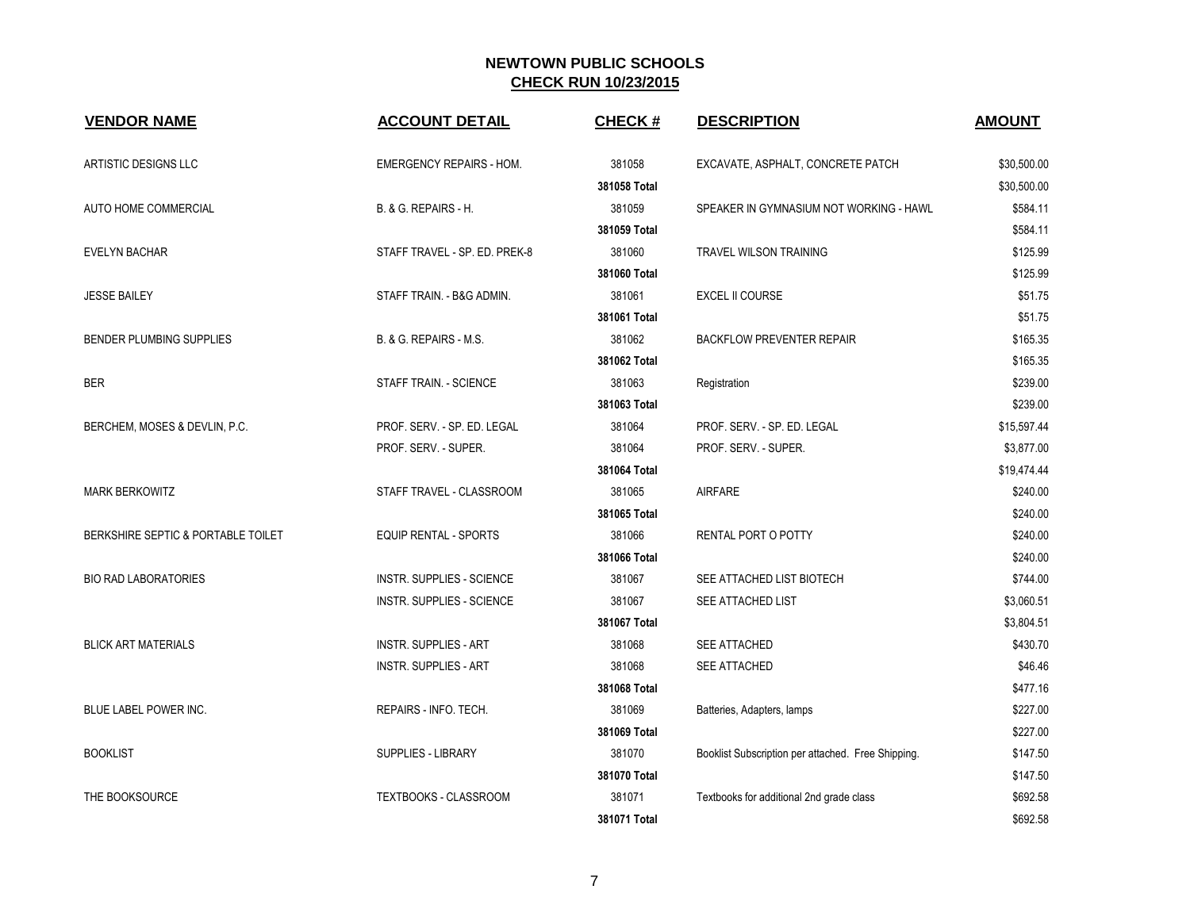# NEWTOWN PUBLIC SCHOOLS

## CHECK RUN 10/23/2015

| VENDOR NAME | ACCOUNT DETAIL | CHECK # | DESCRIPTION | AMOUNT |
|---|---|---|---|---|
| ARTISTIC DESIGNS LLC | EMERGENCY REPAIRS - HOM. | 381058 | EXCAVATE, ASPHALT, CONCRETE PATCH | $30,500.00 |
| | | **381058 Total** | | $30,500.00 |
| AUTO HOME COMMERCIAL | B. & G. REPAIRS - H. | 381059 | SPEAKER IN GYMNASIUM NOT WORKING - HAWL | $584.11 |
| | | **381059 Total** | | $584.11 |
| EVELYN BACHAR | STAFF TRAVEL - SP. ED. PREK-8 | 381060 | TRAVEL WILSON TRAINING | $125.99 |
| | | **381060 Total** | | $125.99 |
| JESSE BAILEY | STAFF TRAIN. - B&G ADMIN. | 381061 | EXCEL II COURSE | $51.75 |
| | | **381061 Total** | | $51.75 |
| BENDER PLUMBING SUPPLIES | B. & G. REPAIRS - M.S. | 381062 | BACKFLOW PREVENTER REPAIR | $165.35 |
| | | **381062 Total** | | $165.35 |
| BER | STAFF TRAIN. - SCIENCE | 381063 | Registration | $239.00 |
| | | **381063 Total** | | $239.00 |
| BERCHEM, MOSES & DEVLIN, P.C. | PROF. SERV. - SP. ED. LEGAL | 381064 | PROF. SERV. - SP. ED. LEGAL | $15,597.44 |
| | PROF. SERV. - SUPER. | 381064 | PROF. SERV. - SUPER. | $3,877.00 |
| | | **381064 Total** | | $19,474.44 |
| MARK BERKOWITZ | STAFF TRAVEL - CLASSROOM | 381065 | AIRFARE | $240.00 |
| | | **381065 Total** | | $240.00 |
| BERKSHIRE SEPTIC & PORTABLE TOILET | EQUIP RENTAL - SPORTS | 381066 | RENTAL PORT O POTTY | $240.00 |
| | | **381066 Total** | | $240.00 |
| BIO RAD LABORATORIES | INSTR. SUPPLIES - SCIENCE | 381067 | SEE ATTACHED LIST BIOTECH | $744.00 |
| | INSTR. SUPPLIES - SCIENCE | 381067 | SEE ATTACHED LIST | $3,060.51 |
| | | **381067 Total** | | $3,804.51 |
| BLICK ART MATERIALS | INSTR. SUPPLIES - ART | 381068 | SEE ATTACHED | $430.70 |
| | INSTR. SUPPLIES - ART | 381068 | SEE ATTACHED | $46.46 |
| | | **381068 Total** | | $477.16 |
| BLUE LABEL POWER INC. | REPAIRS - INFO. TECH. | 381069 | Batteries, Adapters, lamps | $227.00 |
| | | **381069 Total** | | $227.00 |
| BOOKLIST | SUPPLIES - LIBRARY | 381070 | Booklist Subscription per attached. Free Shipping. | $147.50 |
| | | **381070 Total** | | $147.50 |
| THE BOOKSOURCE | TEXTBOOKS - CLASSROOM | 381071 | Textbooks for additional 2nd grade class | $692.58 |
| | | **381071 Total** | | $692.58 |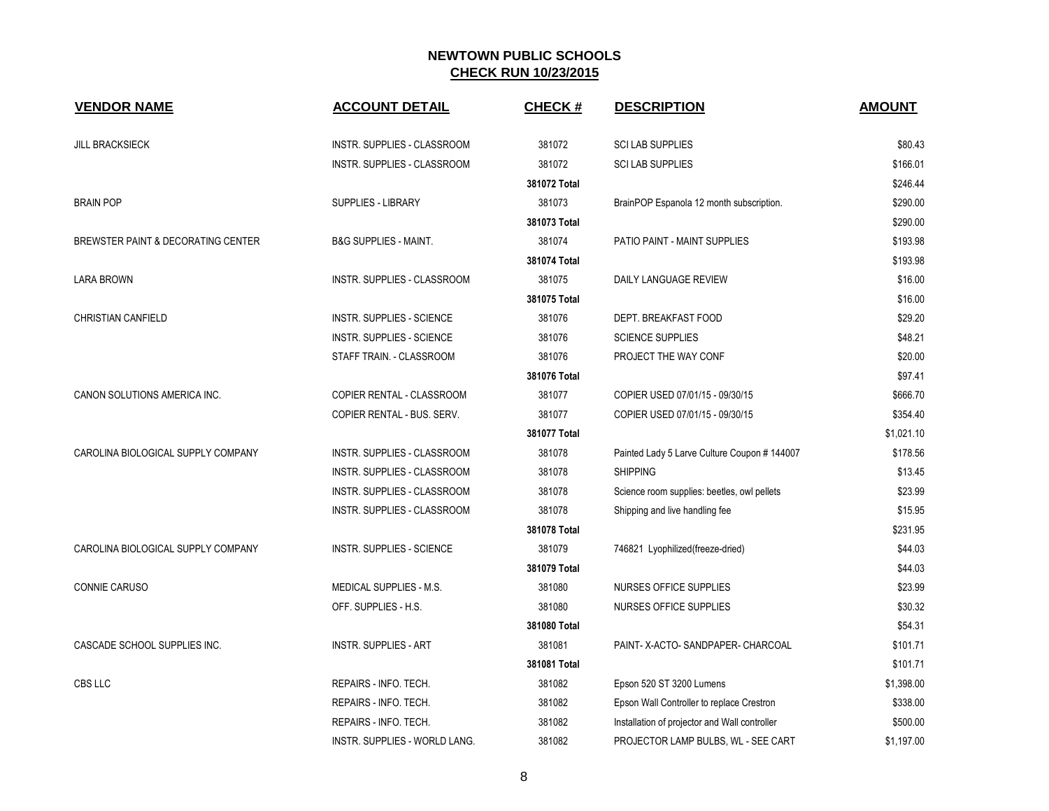# NEWTOWN PUBLIC SCHOOLS

## CHECK RUN 10/23/2015

| VENDOR NAME | ACCOUNT DETAIL | CHECK # | DESCRIPTION | AMOUNT |
|---|---|---|---|---|
| JILL BRACKSIECK | INSTR. SUPPLIES - CLASSROOM | 381072 | SCI LAB SUPPLIES | $80.43 |
| | INSTR. SUPPLIES - CLASSROOM | 381072 | SCI LAB SUPPLIES | $166.01 |
| | | **381072 Total** | | $246.44 |
| BRAIN POP | SUPPLIES - LIBRARY | 381073 | BrainPOP Espanola 12 month subscription. | $290.00 |
| | | **381073 Total** | | $290.00 |
| BREWSTER PAINT & DECORATING CENTER | B&G SUPPLIES - MAINT. | 381074 | PATIO PAINT - MAINT SUPPLIES | $193.98 |
| | | **381074 Total** | | $193.98 |
| LARA BROWN | INSTR. SUPPLIES - CLASSROOM | 381075 | DAILY LANGUAGE REVIEW | $16.00 |
| | | **381075 Total** | | $16.00 |
| CHRISTIAN CANFIELD | INSTR. SUPPLIES - SCIENCE | 381076 | DEPT. BREAKFAST FOOD | $29.20 |
| | INSTR. SUPPLIES - SCIENCE | 381076 | SCIENCE SUPPLIES | $48.21 |
| | STAFF TRAIN. - CLASSROOM | 381076 | PROJECT THE WAY CONF | $20.00 |
| | | **381076 Total** | | $97.41 |
| CANON SOLUTIONS AMERICA INC. | COPIER RENTAL - CLASSROOM | 381077 | COPIER USED 07/01/15 - 09/30/15 | $666.70 |
| | COPIER RENTAL - BUS. SERV. | 381077 | COPIER USED 07/01/15 - 09/30/15 | $354.40 |
| | | **381077 Total** | | $1,021.10 |
| CAROLINA BIOLOGICAL SUPPLY COMPANY | INSTR. SUPPLIES - CLASSROOM | 381078 | Painted Lady 5 Larve Culture Coupon # 144007 | $178.56 |
| | INSTR. SUPPLIES - CLASSROOM | 381078 | SHIPPING | $13.45 |
| | INSTR. SUPPLIES - CLASSROOM | 381078 | Science room supplies: beetles, owl pellets | $23.99 |
| | INSTR. SUPPLIES - CLASSROOM | 381078 | Shipping and live handling fee | $15.95 |
| | | **381078 Total** | | $231.95 |
| CAROLINA BIOLOGICAL SUPPLY COMPANY | INSTR. SUPPLIES - SCIENCE | 381079 | 746821 Lyophilized(freeze-dried) | $44.03 |
| | | **381079 Total** | | $44.03 |
| CONNIE CARUSO | MEDICAL SUPPLIES - M.S. | 381080 | NURSES OFFICE SUPPLIES | $23.99 |
| | OFF. SUPPLIES - H.S. | 381080 | NURSES OFFICE SUPPLIES | $30.32 |
| | | **381080 Total** | | $54.31 |
| CASCADE SCHOOL SUPPLIES INC. | INSTR. SUPPLIES - ART | 381081 | PAINT- X-ACTO- SANDPAPER- CHARCOAL | $101.71 |
| | | **381081 Total** | | $101.71 |
| CBS LLC | REPAIRS - INFO. TECH. | 381082 | Epson 520 ST 3200 Lumens | $1,398.00 |
| | REPAIRS - INFO. TECH. | 381082 | Epson Wall Controller to replace Crestron | $338.00 |
| | REPAIRS - INFO. TECH. | 381082 | Installation of projector and Wall controller | $500.00 |
| | INSTR. SUPPLIES - WORLD LANG. | 381082 | PROJECTOR LAMP BULBS, WL - SEE CART | $1,197.00 |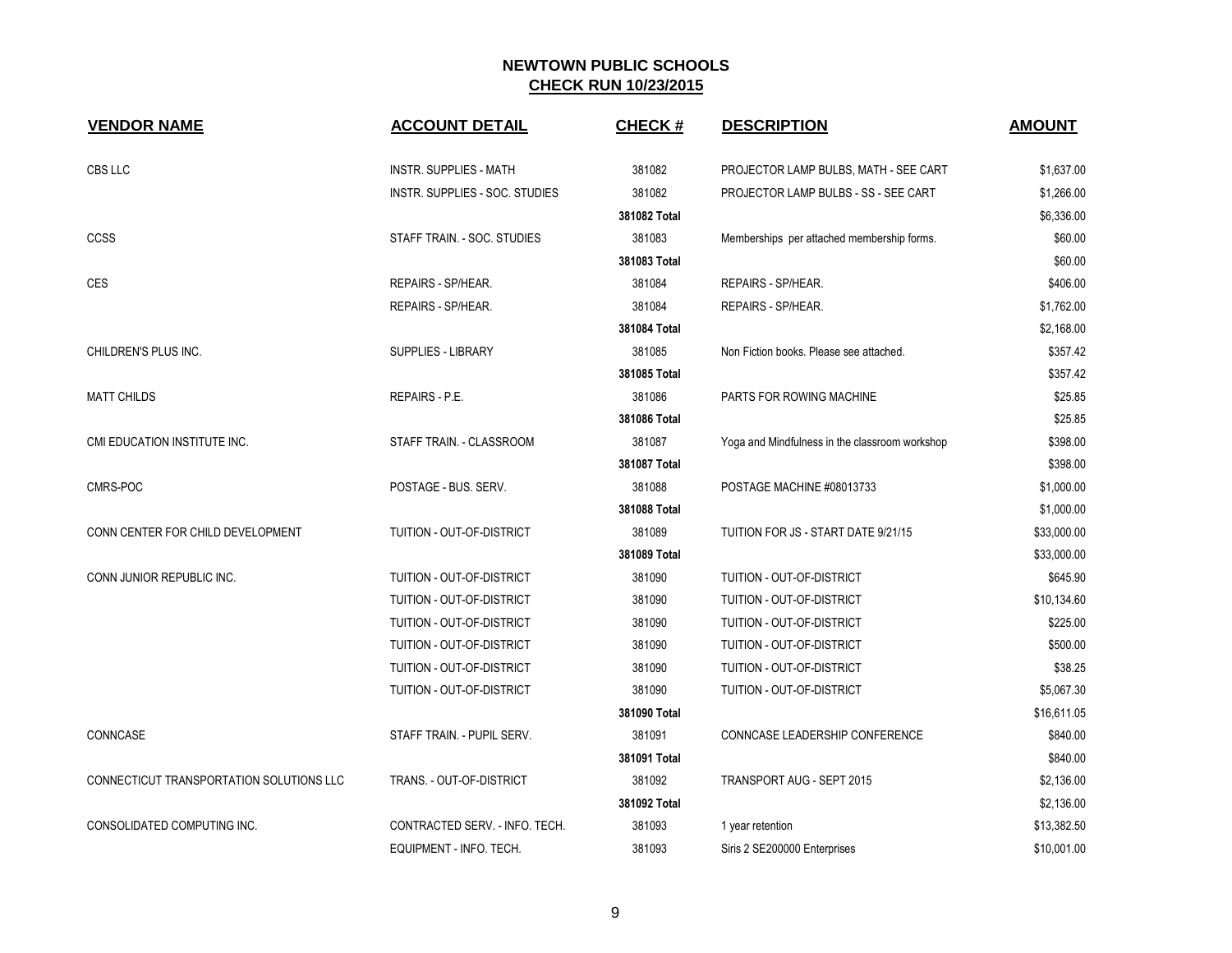## NEWTOWN PUBLIC SCHOOLS
## CHECK RUN 10/23/2015

| VENDOR NAME | ACCOUNT DETAIL | CHECK # | DESCRIPTION | AMOUNT |
|---|---|---|---|---|
| CBS LLC | INSTR. SUPPLIES - MATH | 381082 | PROJECTOR LAMP BULBS, MATH - SEE CART | $1,637.00 |
| | INSTR. SUPPLIES - SOC. STUDIES | 381082 | PROJECTOR LAMP BULBS - SS - SEE CART | $1,266.00 |
| | | **381082 Total** | | $6,336.00 |
| CCSS | STAFF TRAIN. - SOC. STUDIES | 381083 | Memberships per attached membership forms. | $60.00 |
| | | **381083 Total** | | $60.00 |
| CES | REPAIRS - SP/HEAR. | 381084 | REPAIRS - SP/HEAR. | $406.00 |
| | REPAIRS - SP/HEAR. | 381084 | REPAIRS - SP/HEAR. | $1,762.00 |
| | | **381084 Total** | | $2,168.00 |
| CHILDREN'S PLUS INC. | SUPPLIES - LIBRARY | 381085 | Non Fiction books. Please see attached. | $357.42 |
| | | **381085 Total** | | $357.42 |
| MATT CHILDS | REPAIRS - P.E. | 381086 | PARTS FOR ROWING MACHINE | $25.85 |
| | | **381086 Total** | | $25.85 |
| CMI EDUCATION INSTITUTE INC. | STAFF TRAIN. - CLASSROOM | 381087 | Yoga and Mindfulness in the classroom workshop | $398.00 |
| | | **381087 Total** | | $398.00 |
| CMRS-POC | POSTAGE - BUS. SERV. | 381088 | POSTAGE MACHINE #08013733 | $1,000.00 |
| | | **381088 Total** | | $1,000.00 |
| CONN CENTER FOR CHILD DEVELOPMENT | TUITION - OUT-OF-DISTRICT | 381089 | TUITION FOR JS - START DATE 9/21/15 | $33,000.00 |
| | | **381089 Total** | | $33,000.00 |
| CONN JUNIOR REPUBLIC INC. | TUITION - OUT-OF-DISTRICT | 381090 | TUITION - OUT-OF-DISTRICT | $645.90 |
| | TUITION - OUT-OF-DISTRICT | 381090 | TUITION - OUT-OF-DISTRICT | $10,134.60 |
| | TUITION - OUT-OF-DISTRICT | 381090 | TUITION - OUT-OF-DISTRICT | $225.00 |
| | TUITION - OUT-OF-DISTRICT | 381090 | TUITION - OUT-OF-DISTRICT | $500.00 |
| | TUITION - OUT-OF-DISTRICT | 381090 | TUITION - OUT-OF-DISTRICT | $38.25 |
| | TUITION - OUT-OF-DISTRICT | 381090 | TUITION - OUT-OF-DISTRICT | $5,067.30 |
| | | **381090 Total** | | $16,611.05 |
| CONNCASE | STAFF TRAIN. - PUPIL SERV. | 381091 | CONNCASE LEADERSHIP CONFERENCE | $840.00 |
| | | **381091 Total** | | $840.00 |
| CONNECTICUT TRANSPORTATION SOLUTIONS LLC | TRANS. - OUT-OF-DISTRICT | 381092 | TRANSPORT AUG - SEPT 2015 | $2,136.00 |
| | | **381092 Total** | | $2,136.00 |
| CONSOLIDATED COMPUTING INC. | CONTRACTED SERV. - INFO. TECH. | 381093 | 1 year retention | $13,382.50 |
| | EQUIPMENT - INFO. TECH. | 381093 | Siris 2 SE200000 Enterprises | $10,001.00 |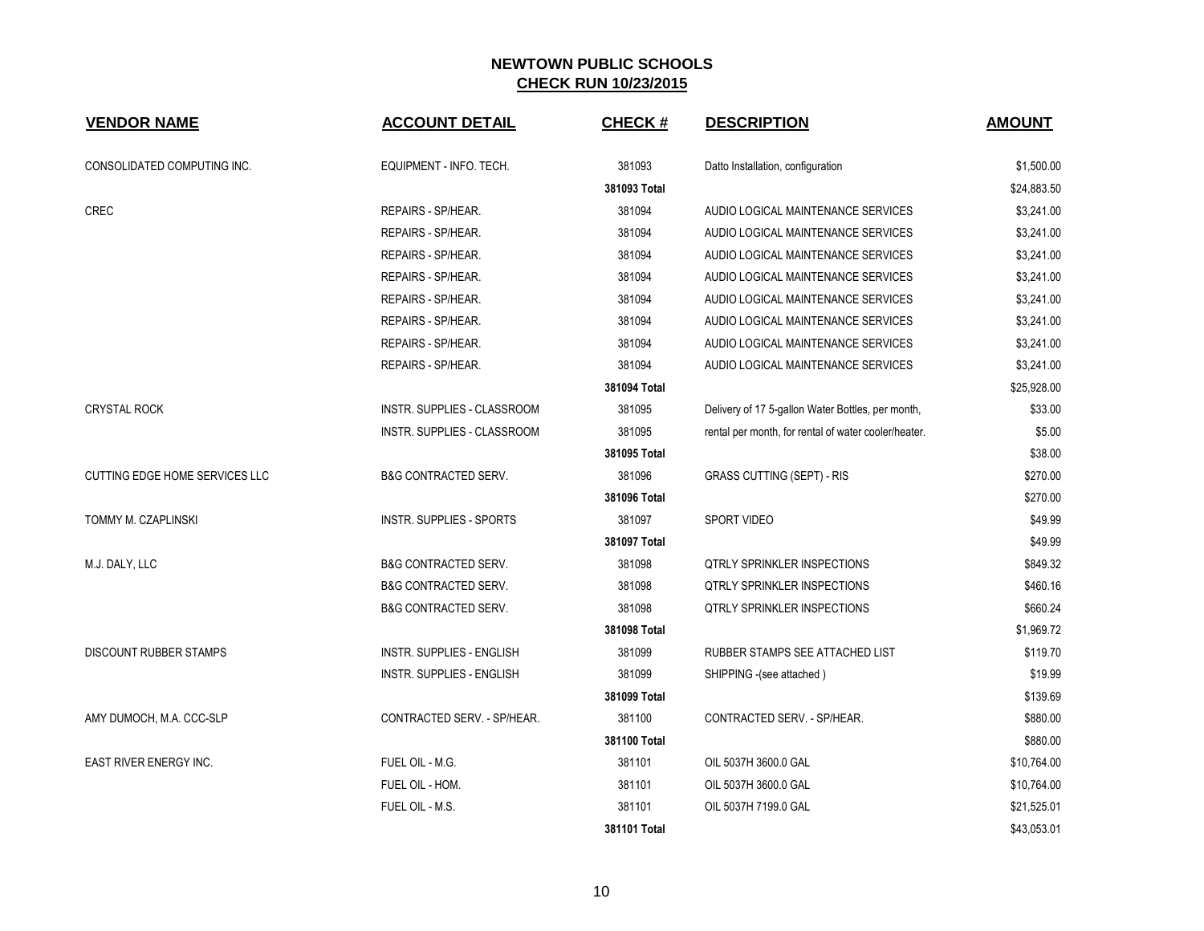# NEWTOWN PUBLIC SCHOOLS

## CHECK RUN 10/23/2015

| VENDOR NAME | ACCOUNT DETAIL | CHECK # | DESCRIPTION | AMOUNT |
|---|---|---|---|---|
| CONSOLIDATED COMPUTING INC. | EQUIPMENT - INFO. TECH. | 381093 | Datto Installation, configuration | $1,500.00 |
| | | **381093 Total** | | $24,883.50 |
| CREC | REPAIRS - SP/HEAR. | 381094 | AUDIO LOGICAL MAINTENANCE SERVICES | $3,241.00 |
| | REPAIRS - SP/HEAR. | 381094 | AUDIO LOGICAL MAINTENANCE SERVICES | $3,241.00 |
| | REPAIRS - SP/HEAR. | 381094 | AUDIO LOGICAL MAINTENANCE SERVICES | $3,241.00 |
| | REPAIRS - SP/HEAR. | 381094 | AUDIO LOGICAL MAINTENANCE SERVICES | $3,241.00 |
| | REPAIRS - SP/HEAR. | 381094 | AUDIO LOGICAL MAINTENANCE SERVICES | $3,241.00 |
| | REPAIRS - SP/HEAR. | 381094 | AUDIO LOGICAL MAINTENANCE SERVICES | $3,241.00 |
| | REPAIRS - SP/HEAR. | 381094 | AUDIO LOGICAL MAINTENANCE SERVICES | $3,241.00 |
| | REPAIRS - SP/HEAR. | 381094 | AUDIO LOGICAL MAINTENANCE SERVICES | $3,241.00 |
| | | **381094 Total** | | $25,928.00 |
| CRYSTAL ROCK | INSTR. SUPPLIES - CLASSROOM | 381095 | Delivery of 17 5-gallon Water Bottles, per month, | $33.00 |
| | INSTR. SUPPLIES - CLASSROOM | 381095 | rental per month, for rental of water cooler/heater. | $5.00 |
| | | **381095 Total** | | $38.00 |
| CUTTING EDGE HOME SERVICES LLC | B&G CONTRACTED SERV. | 381096 | GRASS CUTTING (SEPT) - RIS | $270.00 |
| | | **381096 Total** | | $270.00 |
| TOMMY M. CZAPLINSKI | INSTR. SUPPLIES - SPORTS | 381097 | SPORT VIDEO | $49.99 |
| | | **381097 Total** | | $49.99 |
| M.J. DALY, LLC | B&G CONTRACTED SERV. | 381098 | QTRLY SPRINKLER INSPECTIONS | $849.32 |
| | B&G CONTRACTED SERV. | 381098 | QTRLY SPRINKLER INSPECTIONS | $460.16 |
| | B&G CONTRACTED SERV. | 381098 | QTRLY SPRINKLER INSPECTIONS | $660.24 |
| | | **381098 Total** | | $1,969.72 |
| DISCOUNT RUBBER STAMPS | INSTR. SUPPLIES - ENGLISH | 381099 | RUBBER STAMPS SEE ATTACHED LIST | $119.70 |
| | INSTR. SUPPLIES - ENGLISH | 381099 | SHIPPING -(see attached ) | $19.99 |
| | | **381099 Total** | | $139.69 |
| AMY DUMOCH, M.A. CCC-SLP | CONTRACTED SERV. - SP/HEAR. | 381100 | CONTRACTED SERV. - SP/HEAR. | $880.00 |
| | | **381100 Total** | | $880.00 |
| EAST RIVER ENERGY INC. | FUEL OIL - M.G. | 381101 | OIL 5037H 3600.0 GAL | $10,764.00 |
| | FUEL OIL - HOM. | 381101 | OIL 5037H 3600.0 GAL | $10,764.00 |
| | FUEL OIL - M.S. | 381101 | OIL 5037H 7199.0 GAL | $21,525.01 |
| | | **381101 Total** | | $43,053.01 |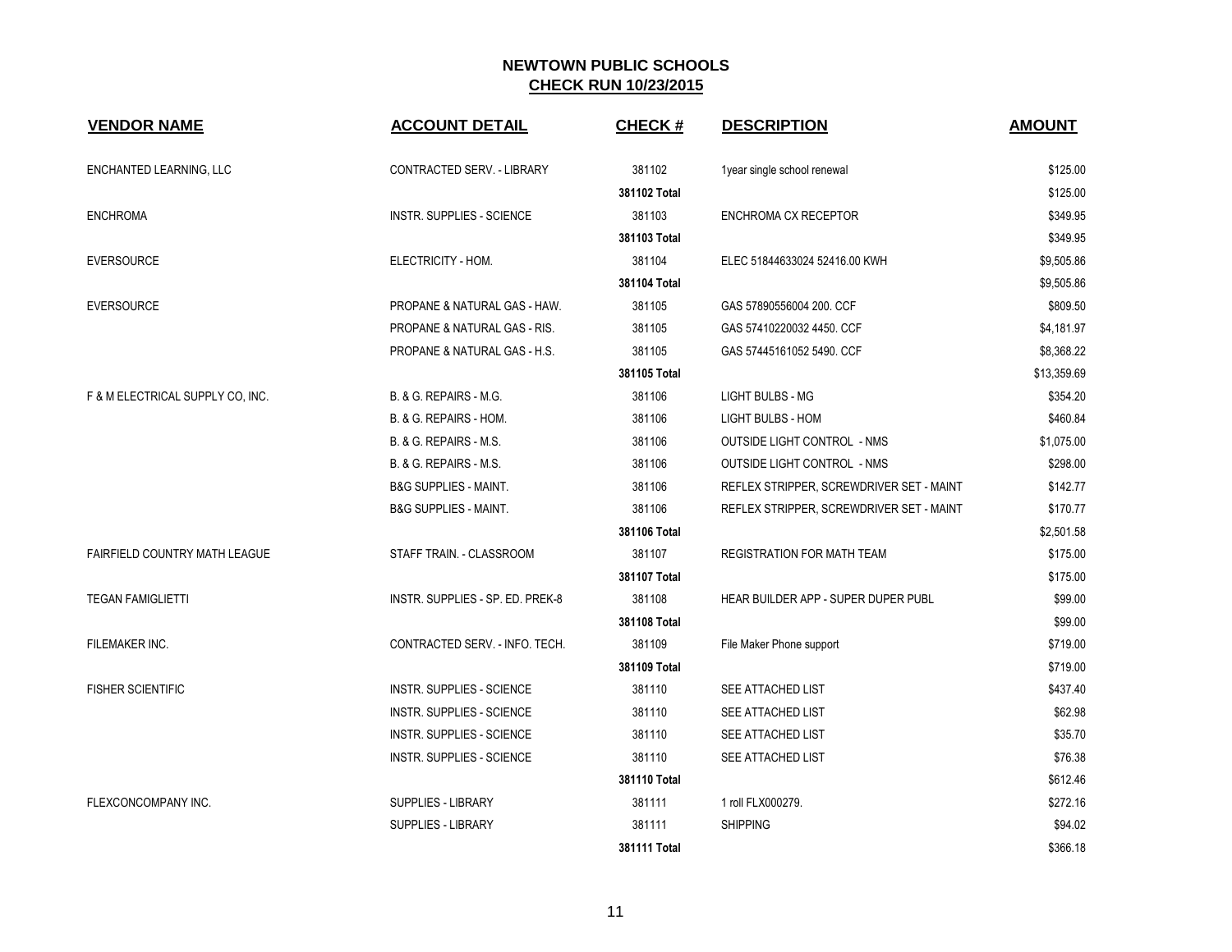# NEWTOWN PUBLIC SCHOOLS

## CHECK RUN 10/23/2015

| VENDOR NAME | ACCOUNT DETAIL | CHECK # | DESCRIPTION | AMOUNT |
|---|---|---|---|---|
| ENCHANTED LEARNING, LLC | CONTRACTED SERV. - LIBRARY | 381102 | 1year single school renewal | $125.00 |
| | | **381102 Total** | | $125.00 |
| ENCHROMA | INSTR. SUPPLIES - SCIENCE | 381103 | ENCHROMA CX RECEPTOR | $349.95 |
| | | **381103 Total** | | $349.95 |
| EVERSOURCE | ELECTRICITY - HOM. | 381104 | ELEC 51844633024 52416.00 KWH | $9,505.86 |
| | | **381104 Total** | | $9,505.86 |
| EVERSOURCE | PROPANE & NATURAL GAS - HAW. | 381105 | GAS 57890556004 200. CCF | $809.50 |
| | PROPANE & NATURAL GAS - RIS. | 381105 | GAS 57410220032 4450. CCF | $4,181.97 |
| | PROPANE & NATURAL GAS - H.S. | 381105 | GAS 57445161052 5490. CCF | $8,368.22 |
| | | **381105 Total** | | $13,359.69 |
| F & M ELECTRICAL SUPPLY CO, INC. | B. & G. REPAIRS - M.G. | 381106 | LIGHT BULBS - MG | $354.20 |
| | B. & G. REPAIRS - HOM. | 381106 | LIGHT BULBS - HOM | $460.84 |
| | B. & G. REPAIRS - M.S. | 381106 | OUTSIDE LIGHT CONTROL - NMS | $1,075.00 |
| | B. & G. REPAIRS - M.S. | 381106 | OUTSIDE LIGHT CONTROL - NMS | $298.00 |
| | B&G SUPPLIES - MAINT. | 381106 | REFLEX STRIPPER, SCREWDRIVER SET - MAINT | $142.77 |
| | B&G SUPPLIES - MAINT. | 381106 | REFLEX STRIPPER, SCREWDRIVER SET - MAINT | $170.77 |
| | | **381106 Total** | | $2,501.58 |
| FAIRFIELD COUNTRY MATH LEAGUE | STAFF TRAIN. - CLASSROOM | 381107 | REGISTRATION FOR MATH TEAM | $175.00 |
| | | **381107 Total** | | $175.00 |
| TEGAN FAMIGLIETTI | INSTR. SUPPLIES - SP. ED. PREK-8 | 381108 | HEAR BUILDER APP - SUPER DUPER PUBL | $99.00 |
| | | **381108 Total** | | $99.00 |
| FILEMAKER INC. | CONTRACTED SERV. - INFO. TECH. | 381109 | File Maker Phone support | $719.00 |
| | | **381109 Total** | | $719.00 |
| FISHER SCIENTIFIC | INSTR. SUPPLIES - SCIENCE | 381110 | SEE ATTACHED LIST | $437.40 |
| | INSTR. SUPPLIES - SCIENCE | 381110 | SEE ATTACHED LIST | $62.98 |
| | INSTR. SUPPLIES - SCIENCE | 381110 | SEE ATTACHED LIST | $35.70 |
| | INSTR. SUPPLIES - SCIENCE | 381110 | SEE ATTACHED LIST | $76.38 |
| | | **381110 Total** | | $612.46 |
| FLEXCONCOMPANY INC. | SUPPLIES - LIBRARY | 381111 | 1 roll FLX000279. | $272.16 |
| | SUPPLIES - LIBRARY | 381111 | SHIPPING | $94.02 |
| | | **381111 Total** | | $366.18 |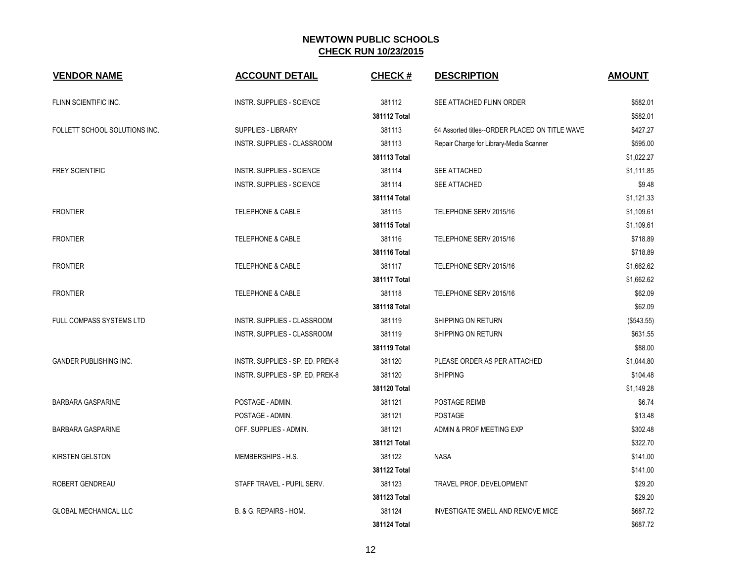## NEWTOWN PUBLIC SCHOOLS
## CHECK RUN 10/23/2015

| VENDOR NAME | ACCOUNT DETAIL | CHECK # | DESCRIPTION | AMOUNT |
|---|---|---|---|---|
| FLINN SCIENTIFIC INC. | INSTR. SUPPLIES - SCIENCE | 381112 | SEE ATTACHED FLINN ORDER | $582.01 |
| | | **381112 Total** | | $582.01 |
| FOLLETT SCHOOL SOLUTIONS INC. | SUPPLIES - LIBRARY | 381113 | 64 Assorted titles--ORDER PLACED ON TITLE WAVE | $427.27 |
| | INSTR. SUPPLIES - CLASSROOM | 381113 | Repair Charge for Library-Media Scanner | $595.00 |
| | | **381113 Total** | | $1,022.27 |
| FREY SCIENTIFIC | INSTR. SUPPLIES - SCIENCE | 381114 | SEE ATTACHED | $1,111.85 |
| | INSTR. SUPPLIES - SCIENCE | 381114 | SEE ATTACHED | $9.48 |
| | | **381114 Total** | | $1,121.33 |
| FRONTIER | TELEPHONE & CABLE | 381115 | TELEPHONE SERV 2015/16 | $1,109.61 |
| | | **381115 Total** | | $1,109.61 |
| FRONTIER | TELEPHONE & CABLE | 381116 | TELEPHONE SERV 2015/16 | $718.89 |
| | | **381116 Total** | | $718.89 |
| FRONTIER | TELEPHONE & CABLE | 381117 | TELEPHONE SERV 2015/16 | $1,662.62 |
| | | **381117 Total** | | $1,662.62 |
| FRONTIER | TELEPHONE & CABLE | 381118 | TELEPHONE SERV 2015/16 | $62.09 |
| | | **381118 Total** | | $62.09 |
| FULL COMPASS SYSTEMS LTD | INSTR. SUPPLIES - CLASSROOM | 381119 | SHIPPING ON RETURN | ($543.55) |
| | INSTR. SUPPLIES - CLASSROOM | 381119 | SHIPPING ON RETURN | $631.55 |
| | | **381119 Total** | | $88.00 |
| GANDER PUBLISHING INC. | INSTR. SUPPLIES - SP. ED. PREK-8 | 381120 | PLEASE ORDER AS PER ATTACHED | $1,044.80 |
| | INSTR. SUPPLIES - SP. ED. PREK-8 | 381120 | SHIPPING | $104.48 |
| | | **381120 Total** | | $1,149.28 |
| BARBARA GASPARINE | POSTAGE - ADMIN. | 381121 | POSTAGE REIMB | $6.74 |
| | POSTAGE - ADMIN. | 381121 | POSTAGE | $13.48 |
| BARBARA GASPARINE | OFF. SUPPLIES - ADMIN. | 381121 | ADMIN & PROF MEETING EXP | $302.48 |
| | | **381121 Total** | | $322.70 |
| KIRSTEN GELSTON | MEMBERSHIPS - H.S. | 381122 | NASA | $141.00 |
| | | **381122 Total** | | $141.00 |
| ROBERT GENDREAU | STAFF TRAVEL - PUPIL SERV. | 381123 | TRAVEL PROF. DEVELOPMENT | $29.20 |
| | | **381123 Total** | | $29.20 |
| GLOBAL MECHANICAL LLC | B. & G. REPAIRS - HOM. | 381124 | INVESTIGATE SMELL AND REMOVE MICE | $687.72 |
| | | **381124 Total** | | $687.72 |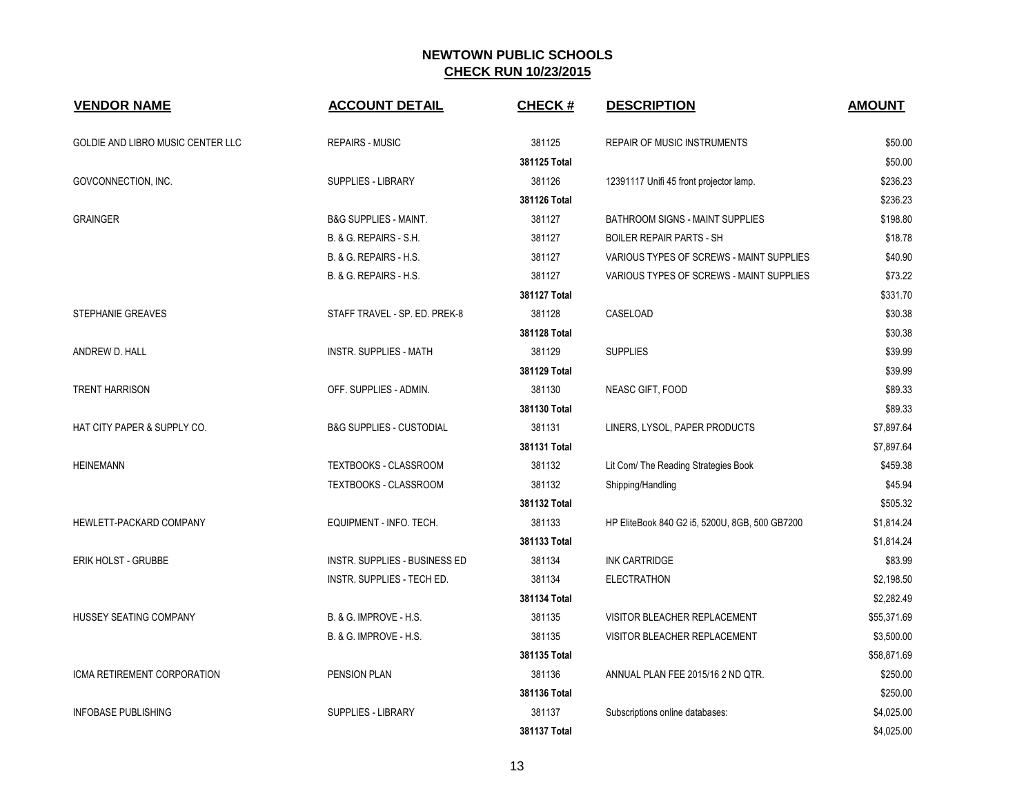# NEWTOWN PUBLIC SCHOOLS

## CHECK RUN 10/23/2015

| VENDOR NAME | ACCOUNT DETAIL | CHECK # | DESCRIPTION | AMOUNT |
|---|---|---|---|---|
| GOLDIE AND LIBRO MUSIC CENTER LLC | REPAIRS - MUSIC | 381125 | REPAIR OF MUSIC INSTRUMENTS | $50.00 |
| | | **381125 Total** | | $50.00 |
| GOVCONNECTION, INC. | SUPPLIES - LIBRARY | 381126 | 12391117 Unifi 45 front projector lamp. | $236.23 |
| | | **381126 Total** | | $236.23 |
| GRAINGER | B&G SUPPLIES - MAINT. | 381127 | BATHROOM SIGNS - MAINT SUPPLIES | $198.80 |
| | B. & G. REPAIRS - S.H. | 381127 | BOILER REPAIR PARTS - SH | $18.78 |
| | B. & G. REPAIRS - H.S. | 381127 | VARIOUS TYPES OF SCREWS - MAINT SUPPLIES | $40.90 |
| | B. & G. REPAIRS - H.S. | 381127 | VARIOUS TYPES OF SCREWS - MAINT SUPPLIES | $73.22 |
| | | **381127 Total** | | $331.70 |
| STEPHANIE GREAVES | STAFF TRAVEL - SP. ED. PREK-8 | 381128 | CASELOAD | $30.38 |
| | | **381128 Total** | | $30.38 |
| ANDREW D. HALL | INSTR. SUPPLIES - MATH | 381129 | SUPPLIES | $39.99 |
| | | **381129 Total** | | $39.99 |
| TRENT HARRISON | OFF. SUPPLIES - ADMIN. | 381130 | NEASC GIFT, FOOD | $89.33 |
| | | **381130 Total** | | $89.33 |
| HAT CITY PAPER & SUPPLY CO. | B&G SUPPLIES - CUSTODIAL | 381131 | LINERS, LYSOL, PAPER PRODUCTS | $7,897.64 |
| | | **381131 Total** | | $7,897.64 |
| HEINEMANN | TEXTBOOKS - CLASSROOM | 381132 | Lit Com/ The Reading Strategies Book | $459.38 |
| | TEXTBOOKS - CLASSROOM | 381132 | Shipping/Handling | $45.94 |
| | | **381132 Total** | | $505.32 |
| HEWLETT-PACKARD COMPANY | EQUIPMENT - INFO. TECH. | 381133 | HP EliteBook 840 G2 i5, 5200U, 8GB, 500 GB7200 | $1,814.24 |
| | | **381133 Total** | | $1,814.24 |
| ERIK HOLST - GRUBBE | INSTR. SUPPLIES - BUSINESS ED | 381134 | INK CARTRIDGE | $83.99 |
| | INSTR. SUPPLIES - TECH ED. | 381134 | ELECTRATHON | $2,198.50 |
| | | **381134 Total** | | $2,282.49 |
| HUSSEY SEATING COMPANY | B. & G. IMPROVE - H.S. | 381135 | VISITOR BLEACHER REPLACEMENT | $55,371.69 |
| | B. & G. IMPROVE - H.S. | 381135 | VISITOR BLEACHER REPLACEMENT | $3,500.00 |
| | | **381135 Total** | | $58,871.69 |
| ICMA RETIREMENT CORPORATION | PENSION PLAN | 381136 | ANNUAL PLAN FEE 2015/16 2 ND QTR. | $250.00 |
| | | **381136 Total** | | $250.00 |
| INFOBASE PUBLISHING | SUPPLIES - LIBRARY | 381137 | Subscriptions online databases: | $4,025.00 |
| | | **381137 Total** | | $4,025.00 |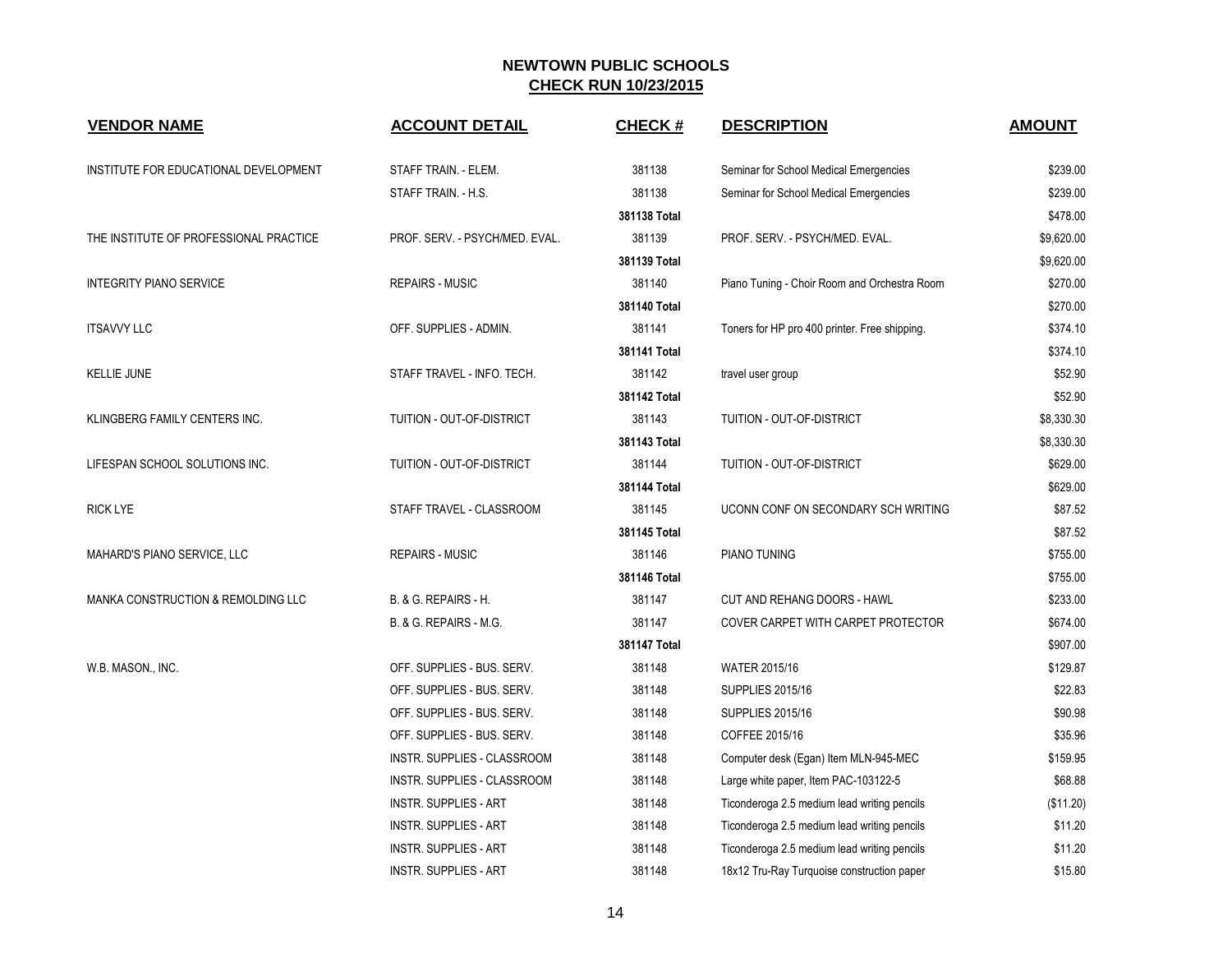# NEWTOWN PUBLIC SCHOOLS

## CHECK RUN 10/23/2015

| VENDOR NAME | ACCOUNT DETAIL | CHECK # | DESCRIPTION | AMOUNT |
|---|---|---|---|---|
| INSTITUTE FOR EDUCATIONAL DEVELOPMENT | STAFF TRAIN. - ELEM. | 381138 | Seminar for School Medical Emergencies | $239.00 |
| | STAFF TRAIN. - H.S. | 381138 | Seminar for School Medical Emergencies | $239.00 |
| | | **381138 Total** | | $478.00 |
| THE INSTITUTE OF PROFESSIONAL PRACTICE | PROF. SERV. - PSYCH/MED. EVAL. | 381139 | PROF. SERV. - PSYCH/MED. EVAL. | $9,620.00 |
| | | **381139 Total** | | $9,620.00 |
| INTEGRITY PIANO SERVICE | REPAIRS - MUSIC | 381140 | Piano Tuning - Choir Room and Orchestra Room | $270.00 |
| | | **381140 Total** | | $270.00 |
| ITSAVVY LLC | OFF. SUPPLIES - ADMIN. | 381141 | Toners for HP pro 400 printer. Free shipping. | $374.10 |
| | | **381141 Total** | | $374.10 |
| KELLIE JUNE | STAFF TRAVEL - INFO. TECH. | 381142 | travel user group | $52.90 |
| | | **381142 Total** | | $52.90 |
| KLINGBERG FAMILY CENTERS INC. | TUITION - OUT-OF-DISTRICT | 381143 | TUITION - OUT-OF-DISTRICT | $8,330.30 |
| | | **381143 Total** | | $8,330.30 |
| LIFESPAN SCHOOL SOLUTIONS INC. | TUITION - OUT-OF-DISTRICT | 381144 | TUITION - OUT-OF-DISTRICT | $629.00 |
| | | **381144 Total** | | $629.00 |
| RICK LYE | STAFF TRAVEL - CLASSROOM | 381145 | UCONN CONF ON SECONDARY SCH WRITING | $87.52 |
| | | **381145 Total** | | $87.52 |
| MAHARD'S PIANO SERVICE, LLC | REPAIRS - MUSIC | 381146 | PIANO TUNING | $755.00 |
| | | **381146 Total** | | $755.00 |
| MANKA CONSTRUCTION & REMOLDING LLC | B. & G. REPAIRS - H. | 381147 | CUT AND REHANG DOORS - HAWL | $233.00 |
| | B. & G. REPAIRS - M.G. | 381147 | COVER CARPET WITH CARPET PROTECTOR | $674.00 |
| | | **381147 Total** | | $907.00 |
| W.B. MASON., INC. | OFF. SUPPLIES - BUS. SERV. | 381148 | WATER 2015/16 | $129.87 |
| | OFF. SUPPLIES - BUS. SERV. | 381148 | SUPPLIES 2015/16 | $22.83 |
| | OFF. SUPPLIES - BUS. SERV. | 381148 | SUPPLIES 2015/16 | $90.98 |
| | OFF. SUPPLIES - BUS. SERV. | 381148 | COFFEE 2015/16 | $35.96 |
| | INSTR. SUPPLIES - CLASSROOM | 381148 | Computer desk (Egan) Item MLN-945-MEC | $159.95 |
| | INSTR. SUPPLIES - CLASSROOM | 381148 | Large white paper, Item PAC-103122-5 | $68.88 |
| | INSTR. SUPPLIES - ART | 381148 | Ticonderoga 2.5 medium lead writing pencils | ($11.20) |
| | INSTR. SUPPLIES - ART | 381148 | Ticonderoga 2.5 medium lead writing pencils | $11.20 |
| | INSTR. SUPPLIES - ART | 381148 | Ticonderoga 2.5 medium lead writing pencils | $11.20 |
| | INSTR. SUPPLIES - ART | 381148 | 18x12 Tru-Ray Turquoise construction paper | $15.80 |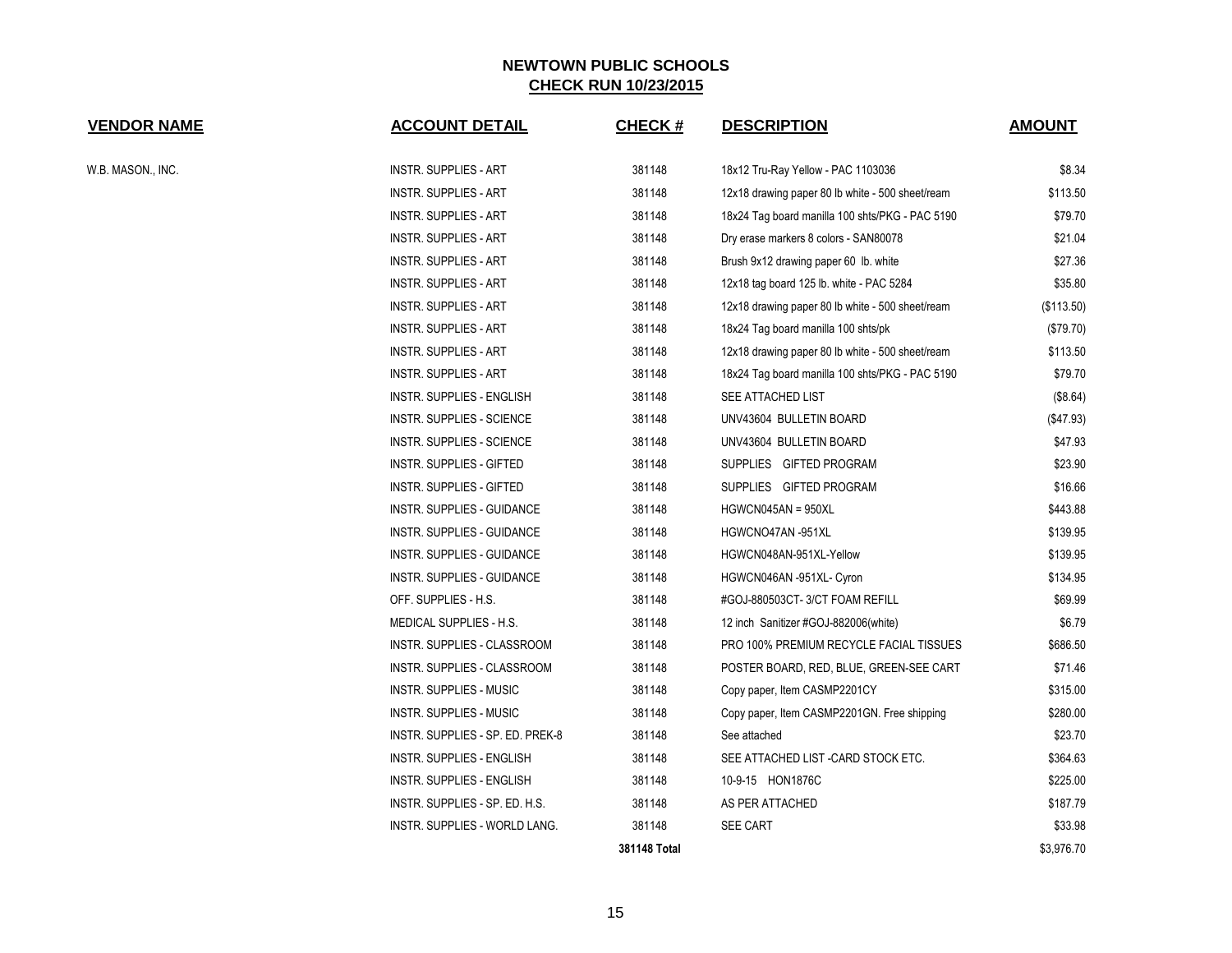# NEWTOWN PUBLIC SCHOOLS

## CHECK RUN 10/23/2015

| VENDOR NAME | ACCOUNT DETAIL | CHECK # | DESCRIPTION | AMOUNT |
|---|---|---|---|---|
| W.B. MASON., INC. | INSTR. SUPPLIES - ART | 381148 | 18x12 Tru-Ray Yellow - PAC 1103036 | $8.34 |
| | INSTR. SUPPLIES - ART | 381148 | 12x18 drawing paper 80 lb white - 500 sheet/ream | $113.50 |
| | INSTR. SUPPLIES - ART | 381148 | 18x24 Tag board manilla 100 shts/PKG - PAC 5190 | $79.70 |
| | INSTR. SUPPLIES - ART | 381148 | Dry erase markers 8 colors - SAN80078 | $21.04 |
| | INSTR. SUPPLIES - ART | 381148 | Brush 9x12 drawing paper 60 lb. white | $27.36 |
| | INSTR. SUPPLIES - ART | 381148 | 12x18 tag board 125 lb. white - PAC 5284 | $35.80 |
| | INSTR. SUPPLIES - ART | 381148 | 12x18 drawing paper 80 lb white - 500 sheet/ream | ($113.50) |
| | INSTR. SUPPLIES - ART | 381148 | 18x24 Tag board manilla 100 shts/pk | ($79.70) |
| | INSTR. SUPPLIES - ART | 381148 | 12x18 drawing paper 80 lb white - 500 sheet/ream | $113.50 |
| | INSTR. SUPPLIES - ART | 381148 | 18x24 Tag board manilla 100 shts/PKG - PAC 5190 | $79.70 |
| | INSTR. SUPPLIES - ENGLISH | 381148 | SEE ATTACHED LIST | ($8.64) |
| | INSTR. SUPPLIES - SCIENCE | 381148 | UNV43604 BULLETIN BOARD | ($47.93) |
| | INSTR. SUPPLIES - SCIENCE | 381148 | UNV43604 BULLETIN BOARD | $47.93 |
| | INSTR. SUPPLIES - GIFTED | 381148 | SUPPLIES GIFTED PROGRAM | $23.90 |
| | INSTR. SUPPLIES - GIFTED | 381148 | SUPPLIES GIFTED PROGRAM | $16.66 |
| | INSTR. SUPPLIES - GUIDANCE | 381148 | HGWCN045AN = 950XL | $443.88 |
| | INSTR. SUPPLIES - GUIDANCE | 381148 | HGWCNO47AN -951XL | $139.95 |
| | INSTR. SUPPLIES - GUIDANCE | 381148 | HGWCN048AN-951XL-Yellow | $139.95 |
| | INSTR. SUPPLIES - GUIDANCE | 381148 | HGWCN046AN -951XL- Cyron | $134.95 |
| | OFF. SUPPLIES - H.S. | 381148 | #GOJ-880503CT- 3/CT FOAM REFILL | $69.99 |
| | MEDICAL SUPPLIES - H.S. | 381148 | 12 inch Sanitizer #GOJ-882006(white) | $6.79 |
| | INSTR. SUPPLIES - CLASSROOM | 381148 | PRO 100% PREMIUM RECYCLE FACIAL TISSUES | $686.50 |
| | INSTR. SUPPLIES - CLASSROOM | 381148 | POSTER BOARD, RED, BLUE, GREEN-SEE CART | $71.46 |
| | INSTR. SUPPLIES - MUSIC | 381148 | Copy paper, Item CASMP2201CY | $315.00 |
| | INSTR. SUPPLIES - MUSIC | 381148 | Copy paper, Item CASMP2201GN. Free shipping | $280.00 |
| | INSTR. SUPPLIES - SP. ED. PREK-8 | 381148 | See attached | $23.70 |
| | INSTR. SUPPLIES - ENGLISH | 381148 | SEE ATTACHED LIST -CARD STOCK ETC. | $364.63 |
| | INSTR. SUPPLIES - ENGLISH | 381148 | 10-9-15 HON1876C | $225.00 |
| | INSTR. SUPPLIES - SP. ED. H.S. | 381148 | AS PER ATTACHED | $187.79 |
| | INSTR. SUPPLIES - WORLD LANG. | 381148 | SEE CART | $33.98 |
| | | **381148 Total** | | $3,976.70 |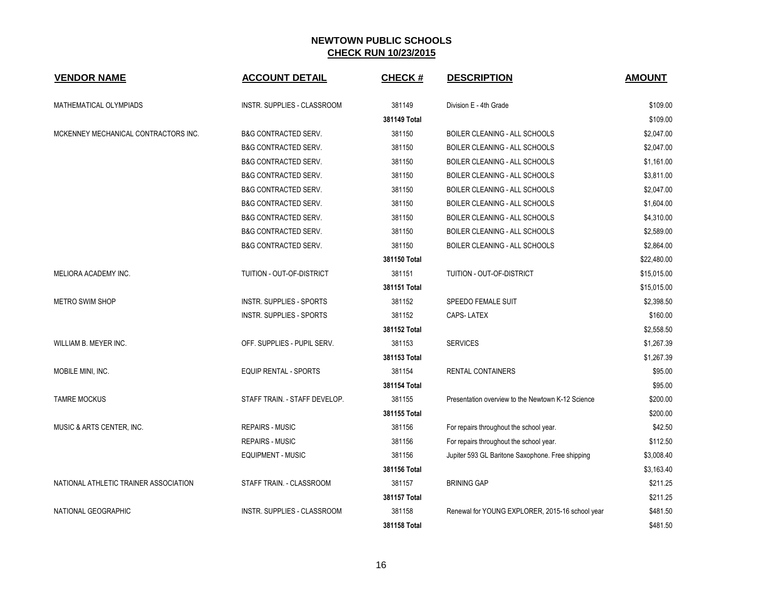# NEWTOWN PUBLIC SCHOOLS
## CHECK RUN 10/23/2015

| VENDOR NAME | ACCOUNT DETAIL | CHECK # | DESCRIPTION | AMOUNT |
|---|---|---|---|---|
| MATHEMATICAL OLYMPIADS | INSTR. SUPPLIES - CLASSROOM | 381149 | Division E - 4th Grade | $109.00 |
| | | **381149 Total** | | $109.00 |
| MCKENNEY MECHANICAL CONTRACTORS INC. | B&G CONTRACTED SERV. | 381150 | BOILER CLEANING - ALL SCHOOLS | $2,047.00 |
| | B&G CONTRACTED SERV. | 381150 | BOILER CLEANING - ALL SCHOOLS | $2,047.00 |
| | B&G CONTRACTED SERV. | 381150 | BOILER CLEANING - ALL SCHOOLS | $1,161.00 |
| | B&G CONTRACTED SERV. | 381150 | BOILER CLEANING - ALL SCHOOLS | $3,811.00 |
| | B&G CONTRACTED SERV. | 381150 | BOILER CLEANING - ALL SCHOOLS | $2,047.00 |
| | B&G CONTRACTED SERV. | 381150 | BOILER CLEANING - ALL SCHOOLS | $1,604.00 |
| | B&G CONTRACTED SERV. | 381150 | BOILER CLEANING - ALL SCHOOLS | $4,310.00 |
| | B&G CONTRACTED SERV. | 381150 | BOILER CLEANING - ALL SCHOOLS | $2,589.00 |
| | B&G CONTRACTED SERV. | 381150 | BOILER CLEANING - ALL SCHOOLS | $2,864.00 |
| | | **381150 Total** | | $22,480.00 |
| MELIORA ACADEMY INC. | TUITION - OUT-OF-DISTRICT | 381151 | TUITION - OUT-OF-DISTRICT | $15,015.00 |
| | | **381151 Total** | | $15,015.00 |
| METRO SWIM SHOP | INSTR. SUPPLIES - SPORTS | 381152 | SPEEDO FEMALE SUIT | $2,398.50 |
| | INSTR. SUPPLIES - SPORTS | 381152 | CAPS- LATEX | $160.00 |
| | | **381152 Total** | | $2,558.50 |
| WILLIAM B. MEYER INC. | OFF. SUPPLIES - PUPIL SERV. | 381153 | SERVICES | $1,267.39 |
| | | **381153 Total** | | $1,267.39 |
| MOBILE MINI, INC. | EQUIP RENTAL - SPORTS | 381154 | RENTAL CONTAINERS | $95.00 |
| | | **381154 Total** | | $95.00 |
| TAMRE MOCKUS | STAFF TRAIN. - STAFF DEVELOP. | 381155 | Presentation overview to the Newtown K-12 Science | $200.00 |
| | | **381155 Total** | | $200.00 |
| MUSIC & ARTS CENTER, INC. | REPAIRS - MUSIC | 381156 | For repairs throughout the school year. | $42.50 |
| | REPAIRS - MUSIC | 381156 | For repairs throughout the school year. | $112.50 |
| | EQUIPMENT - MUSIC | 381156 | Jupiter 593 GL Baritone Saxophone. Free shipping | $3,008.40 |
| | | **381156 Total** | | $3,163.40 |
| NATIONAL ATHLETIC TRAINER ASSOCIATION | STAFF TRAIN. - CLASSROOM | 381157 | BRINING GAP | $211.25 |
| | | **381157 Total** | | $211.25 |
| NATIONAL GEOGRAPHIC | INSTR. SUPPLIES - CLASSROOM | 381158 | Renewal for YOUNG EXPLORER, 2015-16 school year | $481.50 |
| | | **381158 Total** | | $481.50 |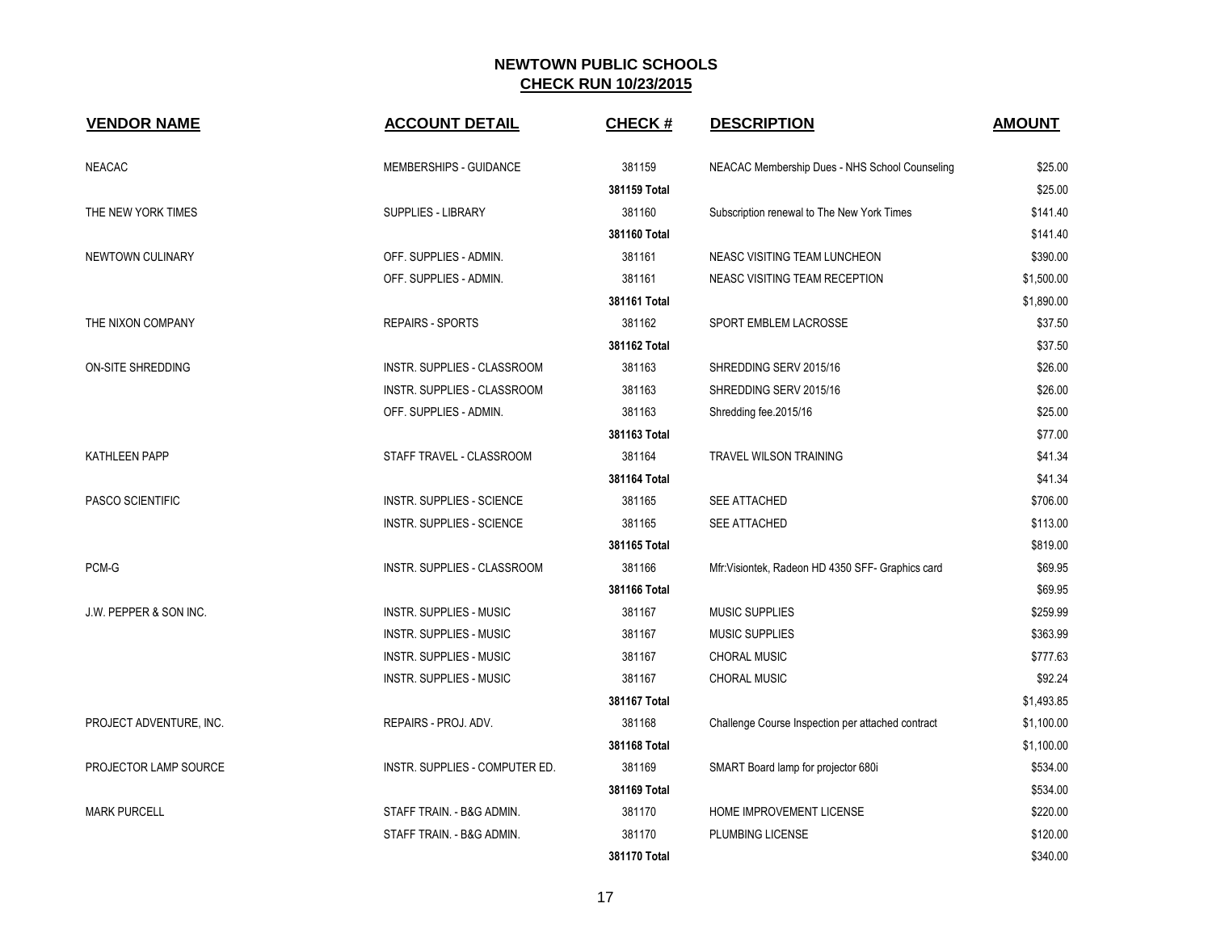# NEWTOWN PUBLIC SCHOOLS

## CHECK RUN 10/23/2015

| VENDOR NAME | ACCOUNT DETAIL | CHECK # | DESCRIPTION | AMOUNT |
|---|---|---|---|---|
| NEACAC | MEMBERSHIPS - GUIDANCE | 381159 | NEACAC Membership Dues - NHS School Counseling | $25.00 |
| | | **381159 Total** | | $25.00 |
| THE NEW YORK TIMES | SUPPLIES - LIBRARY | 381160 | Subscription renewal to The New York Times | $141.40 |
| | | **381160 Total** | | $141.40 |
| NEWTOWN CULINARY | OFF. SUPPLIES - ADMIN. | 381161 | NEASC VISITING TEAM LUNCHEON | $390.00 |
| | OFF. SUPPLIES - ADMIN. | 381161 | NEASC VISITING TEAM RECEPTION | $1,500.00 |
| | | **381161 Total** | | $1,890.00 |
| THE NIXON COMPANY | REPAIRS - SPORTS | 381162 | SPORT EMBLEM LACROSSE | $37.50 |
| | | **381162 Total** | | $37.50 |
| ON-SITE SHREDDING | INSTR. SUPPLIES - CLASSROOM | 381163 | SHREDDING SERV 2015/16 | $26.00 |
| | INSTR. SUPPLIES - CLASSROOM | 381163 | SHREDDING SERV 2015/16 | $26.00 |
| | OFF. SUPPLIES - ADMIN. | 381163 | Shredding fee.2015/16 | $25.00 |
| | | **381163 Total** | | $77.00 |
| KATHLEEN PAPP | STAFF TRAVEL - CLASSROOM | 381164 | TRAVEL WILSON TRAINING | $41.34 |
| | | **381164 Total** | | $41.34 |
| PASCO SCIENTIFIC | INSTR. SUPPLIES - SCIENCE | 381165 | SEE ATTACHED | $706.00 |
| | INSTR. SUPPLIES - SCIENCE | 381165 | SEE ATTACHED | $113.00 |
| | | **381165 Total** | | $819.00 |
| PCM-G | INSTR. SUPPLIES - CLASSROOM | 381166 | Mfr:Visiontek, Radeon HD 4350 SFF- Graphics card | $69.95 |
| | | **381166 Total** | | $69.95 |
| J.W. PEPPER & SON INC. | INSTR. SUPPLIES - MUSIC | 381167 | MUSIC SUPPLIES | $259.99 |
| | INSTR. SUPPLIES - MUSIC | 381167 | MUSIC SUPPLIES | $363.99 |
| | INSTR. SUPPLIES - MUSIC | 381167 | CHORAL MUSIC | $777.63 |
| | INSTR. SUPPLIES - MUSIC | 381167 | CHORAL MUSIC | $92.24 |
| | | **381167 Total** | | $1,493.85 |
| PROJECT ADVENTURE, INC. | REPAIRS - PROJ. ADV. | 381168 | Challenge Course Inspection per attached contract | $1,100.00 |
| | | **381168 Total** | | $1,100.00 |
| PROJECTOR LAMP SOURCE | INSTR. SUPPLIES - COMPUTER ED. | 381169 | SMART Board lamp for projector 680i | $534.00 |
| | | **381169 Total** | | $534.00 |
| MARK PURCELL | STAFF TRAIN. - B&G ADMIN. | 381170 | HOME IMPROVEMENT LICENSE | $220.00 |
| | STAFF TRAIN. - B&G ADMIN. | 381170 | PLUMBING LICENSE | $120.00 |
| | | **381170 Total** | | $340.00 |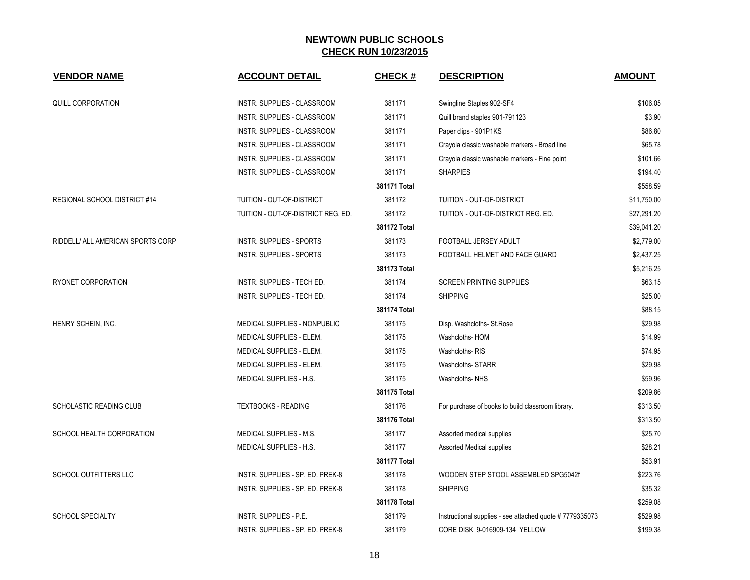## NEWTOWN PUBLIC SCHOOLS
## CHECK RUN 10/23/2015

| VENDOR NAME | ACCOUNT DETAIL | CHECK # | DESCRIPTION | AMOUNT |
|---|---|---|---|---|
| QUILL CORPORATION | INSTR. SUPPLIES - CLASSROOM | 381171 | Swingline Staples 902-SF4 | $106.05 |
| | INSTR. SUPPLIES - CLASSROOM | 381171 | Quill brand staples 901-791123 | $3.90 |
| | INSTR. SUPPLIES - CLASSROOM | 381171 | Paper clips - 901P1KS | $86.80 |
| | INSTR. SUPPLIES - CLASSROOM | 381171 | Crayola classic washable markers - Broad line | $65.78 |
| | INSTR. SUPPLIES - CLASSROOM | 381171 | Crayola classic washable markers - Fine point | $101.66 |
| | INSTR. SUPPLIES - CLASSROOM | 381171 | SHARPIES | $194.40 |
| | | **381171 Total** | | $558.59 |
| REGIONAL SCHOOL DISTRICT #14 | TUITION - OUT-OF-DISTRICT | 381172 | TUITION - OUT-OF-DISTRICT | $11,750.00 |
| | TUITION - OUT-OF-DISTRICT REG. ED. | 381172 | TUITION - OUT-OF-DISTRICT REG. ED. | $27,291.20 |
| | | **381172 Total** | | $39,041.20 |
| RIDDELL/ ALL AMERICAN SPORTS CORP | INSTR. SUPPLIES - SPORTS | 381173 | FOOTBALL JERSEY ADULT | $2,779.00 |
| | INSTR. SUPPLIES - SPORTS | 381173 | FOOTBALL HELMET AND FACE GUARD | $2,437.25 |
| | | **381173 Total** | | $5,216.25 |
| RYONET CORPORATION | INSTR. SUPPLIES - TECH ED. | 381174 | SCREEN PRINTING SUPPLIES | $63.15 |
| | INSTR. SUPPLIES - TECH ED. | 381174 | SHIPPING | $25.00 |
| | | **381174 Total** | | $88.15 |
| HENRY SCHEIN, INC. | MEDICAL SUPPLIES - NONPUBLIC | 381175 | Disp. Washcloths- St.Rose | $29.98 |
| | MEDICAL SUPPLIES - ELEM. | 381175 | Washcloths- HOM | $14.99 |
| | MEDICAL SUPPLIES - ELEM. | 381175 | Washcloths- RIS | $74.95 |
| | MEDICAL SUPPLIES - ELEM. | 381175 | Washcloths- STARR | $29.98 |
| | MEDICAL SUPPLIES - H.S. | 381175 | Washcloths- NHS | $59.96 |
| | | **381175 Total** | | $209.86 |
| SCHOLASTIC READING CLUB | TEXTBOOKS - READING | 381176 | For purchase of books to build classroom library. | $313.50 |
| | | **381176 Total** | | $313.50 |
| SCHOOL HEALTH CORPORATION | MEDICAL SUPPLIES - M.S. | 381177 | Assorted medical supplies | $25.70 |
| | MEDICAL SUPPLIES - H.S. | 381177 | Assorted Medical supplies | $28.21 |
| | | **381177 Total** | | $53.91 |
| SCHOOL OUTFITTERS LLC | INSTR. SUPPLIES - SP. ED. PREK-8 | 381178 | WOODEN STEP STOOL ASSEMBLED SPG5042f | $223.76 |
| | INSTR. SUPPLIES - SP. ED. PREK-8 | 381178 | SHIPPING | $35.32 |
| | | **381178 Total** | | $259.08 |
| SCHOOL SPECIALTY | INSTR. SUPPLIES - P.E. | 381179 | Instructional supplies - see attached quote # 7779335073 | $529.98 |
| | INSTR. SUPPLIES - SP. ED. PREK-8 | 381179 | CORE DISK 9-016909-134 YELLOW | $199.38 |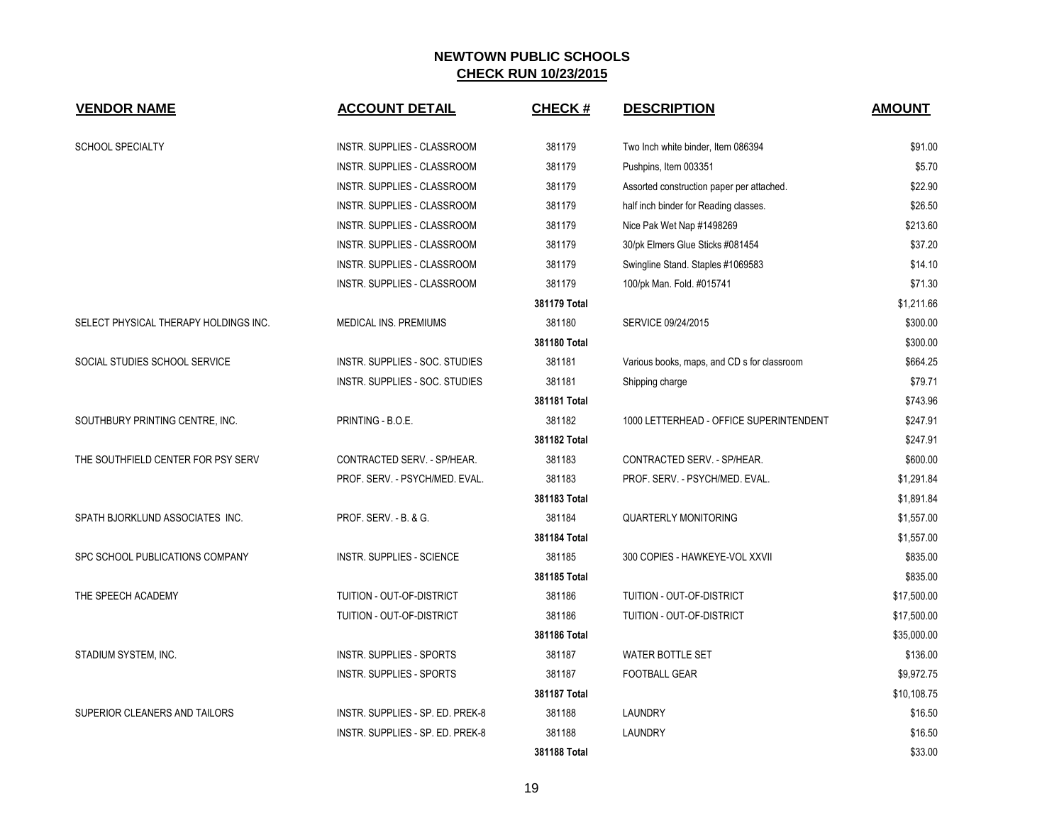# NEWTOWN PUBLIC SCHOOLS

## CHECK RUN 10/23/2015

| VENDOR NAME | ACCOUNT DETAIL | CHECK # | DESCRIPTION | AMOUNT |
|---|---|---|---|---|
| SCHOOL SPECIALTY | INSTR. SUPPLIES - CLASSROOM | 381179 | Two Inch white binder, Item 086394 | $91.00 |
| | INSTR. SUPPLIES - CLASSROOM | 381179 | Pushpins, Item 003351 | $5.70 |
| | INSTR. SUPPLIES - CLASSROOM | 381179 | Assorted construction paper per attached. | $22.90 |
| | INSTR. SUPPLIES - CLASSROOM | 381179 | half inch binder for Reading classes. | $26.50 |
| | INSTR. SUPPLIES - CLASSROOM | 381179 | Nice Pak Wet Nap #1498269 | $213.60 |
| | INSTR. SUPPLIES - CLASSROOM | 381179 | 30/pk Elmers Glue Sticks #081454 | $37.20 |
| | INSTR. SUPPLIES - CLASSROOM | 381179 | Swingline Stand. Staples #1069583 | $14.10 |
| | INSTR. SUPPLIES - CLASSROOM | 381179 | 100/pk Man. Fold. #015741 | $71.30 |
| | | **381179 Total** | | $1,211.66 |
| SELECT PHYSICAL THERAPY HOLDINGS INC. | MEDICAL INS. PREMIUMS | 381180 | SERVICE 09/24/2015 | $300.00 |
| | | **381180 Total** | | $300.00 |
| SOCIAL STUDIES SCHOOL SERVICE | INSTR. SUPPLIES - SOC. STUDIES | 381181 | Various books, maps, and CD s for classroom | $664.25 |
| | INSTR. SUPPLIES - SOC. STUDIES | 381181 | Shipping charge | $79.71 |
| | | **381181 Total** | | $743.96 |
| SOUTHBURY PRINTING CENTRE, INC. | PRINTING - B.O.E. | 381182 | 1000 LETTERHEAD - OFFICE SUPERINTENDENT | $247.91 |
| | | **381182 Total** | | $247.91 |
| THE SOUTHFIELD CENTER FOR PSY SERV | CONTRACTED SERV. - SP/HEAR. | 381183 | CONTRACTED SERV. - SP/HEAR. | $600.00 |
| | PROF. SERV. - PSYCH/MED. EVAL. | 381183 | PROF. SERV. - PSYCH/MED. EVAL. | $1,291.84 |
| | | **381183 Total** | | $1,891.84 |
| SPATH BJORKLUND ASSOCIATES INC. | PROF. SERV. - B. & G. | 381184 | QUARTERLY MONITORING | $1,557.00 |
| | | **381184 Total** | | $1,557.00 |
| SPC SCHOOL PUBLICATIONS COMPANY | INSTR. SUPPLIES - SCIENCE | 381185 | 300 COPIES - HAWKEYE-VOL XXVII | $835.00 |
| | | **381185 Total** | | $835.00 |
| THE SPEECH ACADEMY | TUITION - OUT-OF-DISTRICT | 381186 | TUITION - OUT-OF-DISTRICT | $17,500.00 |
| | TUITION - OUT-OF-DISTRICT | 381186 | TUITION - OUT-OF-DISTRICT | $17,500.00 |
| | | **381186 Total** | | $35,000.00 |
| STADIUM SYSTEM, INC. | INSTR. SUPPLIES - SPORTS | 381187 | WATER BOTTLE SET | $136.00 |
| | INSTR. SUPPLIES - SPORTS | 381187 | FOOTBALL GEAR | $9,972.75 |
| | | **381187 Total** | | $10,108.75 |
| SUPERIOR CLEANERS AND TAILORS | INSTR. SUPPLIES - SP. ED. PREK-8 | 381188 | LAUNDRY | $16.50 |
| | INSTR. SUPPLIES - SP. ED. PREK-8 | 381188 | LAUNDRY | $16.50 |
| | | **381188 Total** | | $33.00 |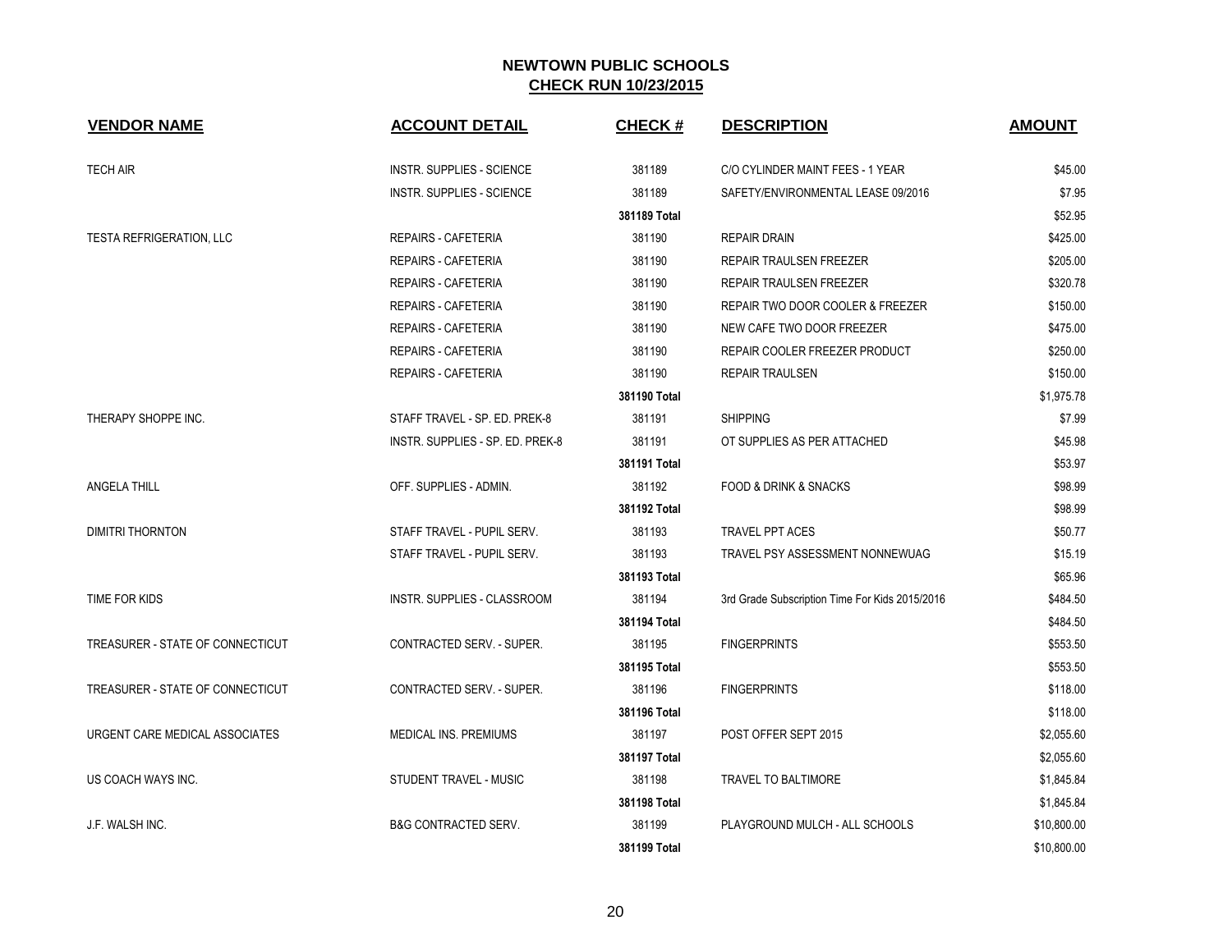# NEWTOWN PUBLIC SCHOOLS

## CHECK RUN 10/23/2015

| VENDOR NAME | ACCOUNT DETAIL | CHECK # | DESCRIPTION | AMOUNT |
|---|---|---|---|---|
| TECH AIR | INSTR. SUPPLIES - SCIENCE | 381189 | C/O CYLINDER MAINT FEES - 1 YEAR | $45.00 |
| | INSTR. SUPPLIES - SCIENCE | 381189 | SAFETY/ENVIRONMENTAL LEASE 09/2016 | $7.95 |
| | | **381189 Total** | | $52.95 |
| TESTA REFRIGERATION, LLC | REPAIRS - CAFETERIA | 381190 | REPAIR DRAIN | $425.00 |
| | REPAIRS - CAFETERIA | 381190 | REPAIR TRAULSEN FREEZER | $205.00 |
| | REPAIRS - CAFETERIA | 381190 | REPAIR TRAULSEN FREEZER | $320.78 |
| | REPAIRS - CAFETERIA | 381190 | REPAIR TWO DOOR COOLER & FREEZER | $150.00 |
| | REPAIRS - CAFETERIA | 381190 | NEW CAFE TWO DOOR FREEZER | $475.00 |
| | REPAIRS - CAFETERIA | 381190 | REPAIR COOLER FREEZER PRODUCT | $250.00 |
| | REPAIRS - CAFETERIA | 381190 | REPAIR TRAULSEN | $150.00 |
| | | **381190 Total** | | $1,975.78 |
| THERAPY SHOPPE INC. | STAFF TRAVEL - SP. ED. PREK-8 | 381191 | SHIPPING | $7.99 |
| | INSTR. SUPPLIES - SP. ED. PREK-8 | 381191 | OT SUPPLIES AS PER ATTACHED | $45.98 |
| | | **381191 Total** | | $53.97 |
| ANGELA THILL | OFF. SUPPLIES - ADMIN. | 381192 | FOOD & DRINK & SNACKS | $98.99 |
| | | **381192 Total** | | $98.99 |
| DIMITRI THORNTON | STAFF TRAVEL - PUPIL SERV. | 381193 | TRAVEL PPT ACES | $50.77 |
| | STAFF TRAVEL - PUPIL SERV. | 381193 | TRAVEL PSY ASSESSMENT NONNEWUAG | $15.19 |
| | | **381193 Total** | | $65.96 |
| TIME FOR KIDS | INSTR. SUPPLIES - CLASSROOM | 381194 | 3rd Grade Subscription Time For Kids 2015/2016 | $484.50 |
| | | **381194 Total** | | $484.50 |
| TREASURER - STATE OF CONNECTICUT | CONTRACTED SERV. - SUPER. | 381195 | FINGERPRINTS | $553.50 |
| | | **381195 Total** | | $553.50 |
| TREASURER - STATE OF CONNECTICUT | CONTRACTED SERV. - SUPER. | 381196 | FINGERPRINTS | $118.00 |
| | | **381196 Total** | | $118.00 |
| URGENT CARE MEDICAL ASSOCIATES | MEDICAL INS. PREMIUMS | 381197 | POST OFFER SEPT 2015 | $2,055.60 |
| | | **381197 Total** | | $2,055.60 |
| US COACH WAYS INC. | STUDENT TRAVEL - MUSIC | 381198 | TRAVEL TO BALTIMORE | $1,845.84 |
| | | **381198 Total** | | $1,845.84 |
| J.F. WALSH INC. | B&G CONTRACTED SERV. | 381199 | PLAYGROUND MULCH - ALL SCHOOLS | $10,800.00 |
| | | **381199 Total** | | $10,800.00 |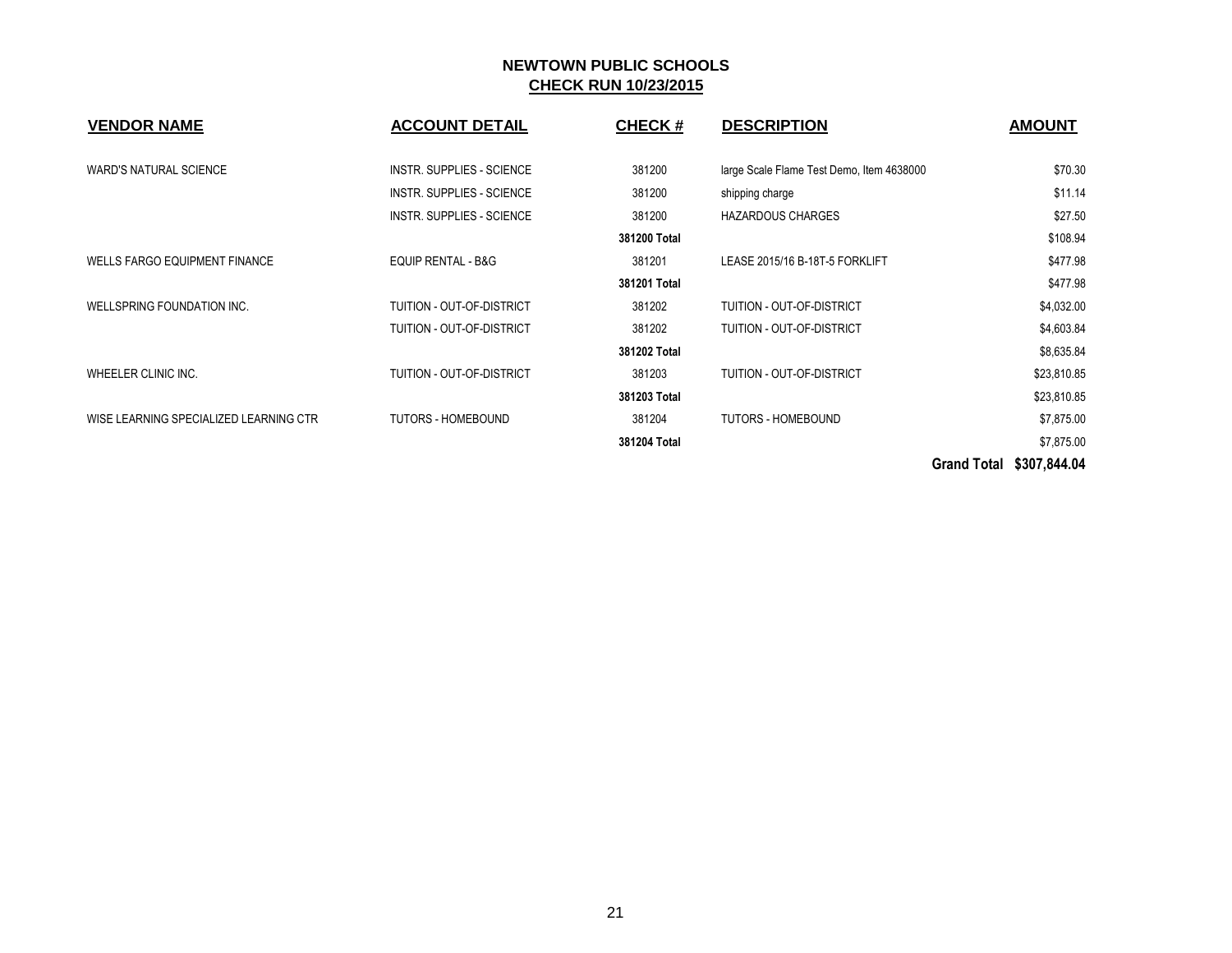## NEWTOWN PUBLIC SCHOOLS
**CHECK RUN 10/23/2015**

| VENDOR NAME | ACCOUNT DETAIL | CHECK # | DESCRIPTION | AMOUNT |
|---|---|---|---|---|
| WARD'S NATURAL SCIENCE | INSTR. SUPPLIES - SCIENCE | 381200 | large Scale Flame Test Demo, Item 4638000 | $70.30 |
| | INSTR. SUPPLIES - SCIENCE | 381200 | shipping charge | $11.14 |
| | INSTR. SUPPLIES - SCIENCE | 381200 | HAZARDOUS CHARGES | $27.50 |
| | | **381200 Total** | | $108.94 |
| WELLS FARGO EQUIPMENT FINANCE | EQUIP RENTAL - B&G | 381201 | LEASE 2015/16 B-18T-5 FORKLIFT | $477.98 |
| | | **381201 Total** | | $477.98 |
| WELLSPRING FOUNDATION INC. | TUITION - OUT-OF-DISTRICT | 381202 | TUITION - OUT-OF-DISTRICT | $4,032.00 |
| | TUITION - OUT-OF-DISTRICT | 381202 | TUITION - OUT-OF-DISTRICT | $4,603.84 |
| | | **381202 Total** | | $8,635.84 |
| WHEELER CLINIC INC. | TUITION - OUT-OF-DISTRICT | 381203 | TUITION - OUT-OF-DISTRICT | $23,810.85 |
| | | **381203 Total** | | $23,810.85 |
| WISE LEARNING SPECIALIZED LEARNING CTR | TUTORS - HOMEBOUND | 381204 | TUTORS - HOMEBOUND | $7,875.00 |
| | | **381204 Total** | | $7,875.00 |
| | | | **Grand Total** | **$307,844.04** |